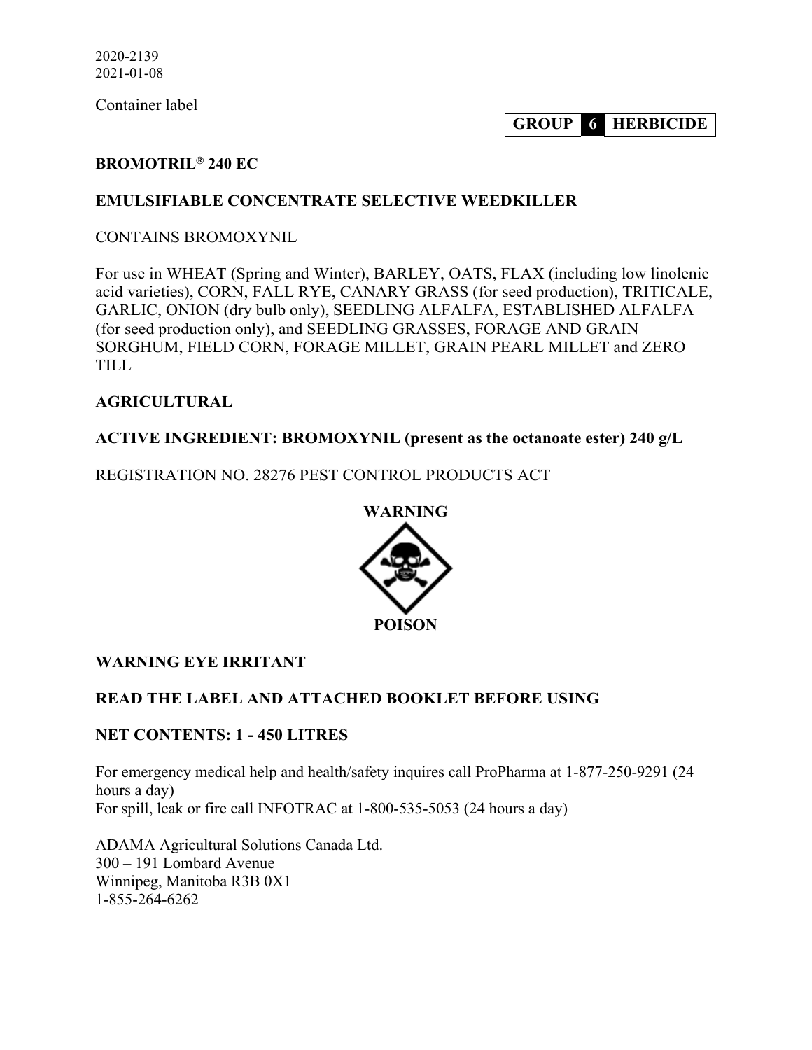2020-2139
2021-01-08

Container label

**GROUP 6 HERBICIDE**

**BROMOTRIL® 240 EC**

**EMULSIFIABLE CONCENTRATE SELECTIVE WEEDKILLER**

CONTAINS BROMOXYNIL

For use in WHEAT (Spring and Winter), BARLEY, OATS, FLAX (including low linolenic acid varieties), CORN, FALL RYE, CANARY GRASS (for seed production), TRITICALE, GARLIC, ONION (dry bulb only), SEEDLING ALFALFA, ESTABLISHED ALFALFA (for seed production only), and SEEDLING GRASSES, FORAGE AND GRAIN SORGHUM, FIELD CORN, FORAGE MILLET, GRAIN PEARL MILLET and ZERO TILL

**AGRICULTURAL**

**ACTIVE INGREDIENT: BROMOXYNIL (present as the octanoate ester) 240 g/L**

REGISTRATION NO. 28276 PEST CONTROL PRODUCTS ACT

**WARNING**

**POISON**

**WARNING EYE IRRITANT**

**READ THE LABEL AND ATTACHED BOOKLET BEFORE USING**

**NET CONTENTS: 1 - 450 LITRES**

For emergency medical help and health/safety inquires call ProPharma at 1-877-250-9291 (24 hours a day)
For spill, leak or fire call INFOTRAC at 1-800-535-5053 (24 hours a day)

ADAMA Agricultural Solutions Canada Ltd.
300 – 191 Lombard Avenue
Winnipeg, Manitoba R3B 0X1
1-855-264-6262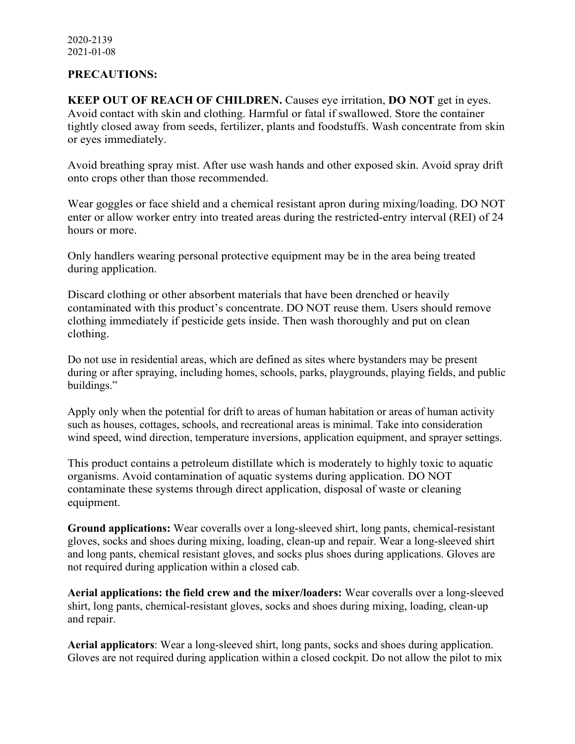2020-2139
2021-01-08

**PRECAUTIONS:**

**KEEP OUT OF REACH OF CHILDREN.** Causes eye irritation, **DO NOT** get in eyes. Avoid contact with skin and clothing. Harmful or fatal if swallowed. Store the container tightly closed away from seeds, fertilizer, plants and foodstuffs. Wash concentrate from skin or eyes immediately.

Avoid breathing spray mist. After use wash hands and other exposed skin. Avoid spray drift onto crops other than those recommended.

Wear goggles or face shield and a chemical resistant apron during mixing/loading. DO NOT enter or allow worker entry into treated areas during the restricted-entry interval (REI) of 24 hours or more.

Only handlers wearing personal protective equipment may be in the area being treated during application.

Discard clothing or other absorbent materials that have been drenched or heavily contaminated with this product's concentrate. DO NOT reuse them. Users should remove clothing immediately if pesticide gets inside. Then wash thoroughly and put on clean clothing.

Do not use in residential areas, which are defined as sites where bystanders may be present during or after spraying, including homes, schools, parks, playgrounds, playing fields, and public buildings."

Apply only when the potential for drift to areas of human habitation or areas of human activity such as houses, cottages, schools, and recreational areas is minimal. Take into consideration wind speed, wind direction, temperature inversions, application equipment, and sprayer settings.

This product contains a petroleum distillate which is moderately to highly toxic to aquatic organisms. Avoid contamination of aquatic systems during application. DO NOT contaminate these systems through direct application, disposal of waste or cleaning equipment.

**Ground applications:** Wear coveralls over a long-sleeved shirt, long pants, chemical-resistant gloves, socks and shoes during mixing, loading, clean-up and repair. Wear a long-sleeved shirt and long pants, chemical resistant gloves, and socks plus shoes during applications. Gloves are not required during application within a closed cab.

**Aerial applications: the field crew and the mixer/loaders:** Wear coveralls over a long-sleeved shirt, long pants, chemical-resistant gloves, socks and shoes during mixing, loading, clean-up and repair.

**Aerial applicators**: Wear a long-sleeved shirt, long pants, socks and shoes during application. Gloves are not required during application within a closed cockpit. Do not allow the pilot to mix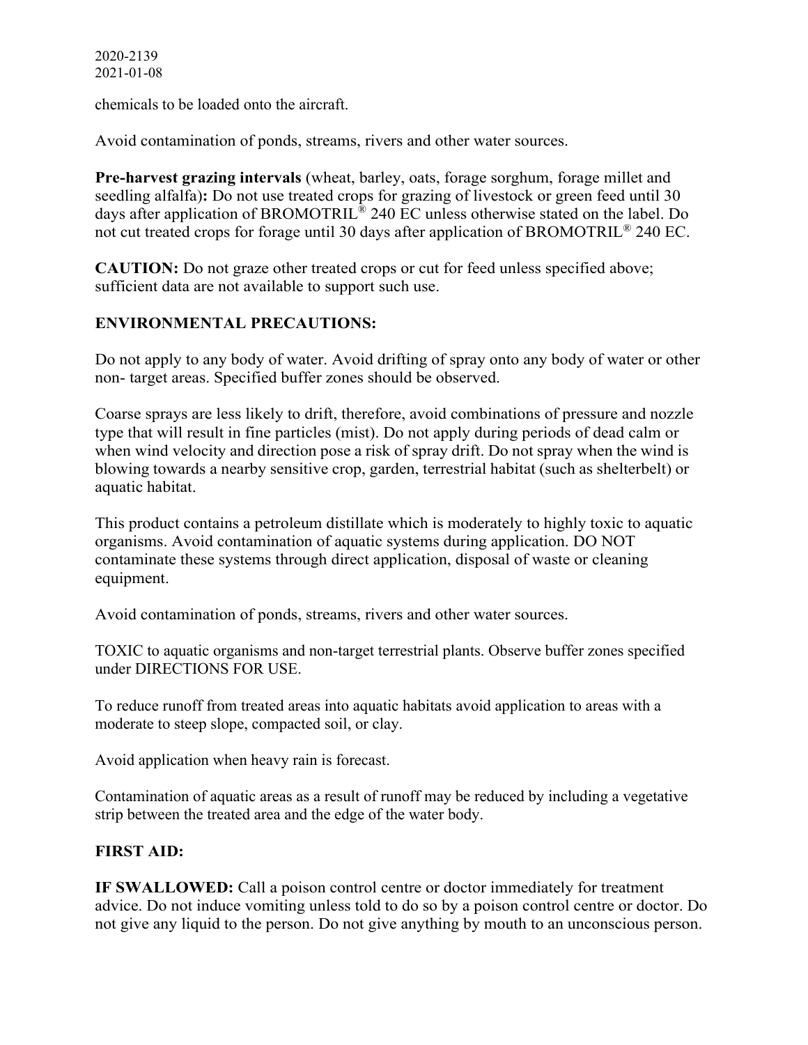chemicals to be loaded onto the aircraft.

Avoid contamination of ponds, streams, rivers and other water sources.

**Pre-harvest grazing intervals** (wheat, barley, oats, forage sorghum, forage millet and seedling alfalfa)**:** Do not use treated crops for grazing of livestock or green feed until 30 days after application of BROMOTRIL® 240 EC unless otherwise stated on the label. Do not cut treated crops for forage until 30 days after application of BROMOTRIL® 240 EC.

**CAUTION:** Do not graze other treated crops or cut for feed unless specified above; sufficient data are not available to support such use.

## ENVIRONMENTAL PRECAUTIONS:

Do not apply to any body of water. Avoid drifting of spray onto any body of water or other non- target areas. Specified buffer zones should be observed.

Coarse sprays are less likely to drift, therefore, avoid combinations of pressure and nozzle type that will result in fine particles (mist). Do not apply during periods of dead calm or when wind velocity and direction pose a risk of spray drift. Do not spray when the wind is blowing towards a nearby sensitive crop, garden, terrestrial habitat (such as shelterbelt) or aquatic habitat.

This product contains a petroleum distillate which is moderately to highly toxic to aquatic organisms. Avoid contamination of aquatic systems during application. DO NOT contaminate these systems through direct application, disposal of waste or cleaning equipment.

Avoid contamination of ponds, streams, rivers and other water sources.

TOXIC to aquatic organisms and non-target terrestrial plants. Observe buffer zones specified under DIRECTIONS FOR USE.

To reduce runoff from treated areas into aquatic habitats avoid application to areas with a moderate to steep slope, compacted soil, or clay.

Avoid application when heavy rain is forecast.

Contamination of aquatic areas as a result of runoff may be reduced by including a vegetative strip between the treated area and the edge of the water body.

## FIRST AID:

**IF SWALLOWED:** Call a poison control centre or doctor immediately for treatment advice. Do not induce vomiting unless told to do so by a poison control centre or doctor. Do not give any liquid to the person. Do not give anything by mouth to an unconscious person.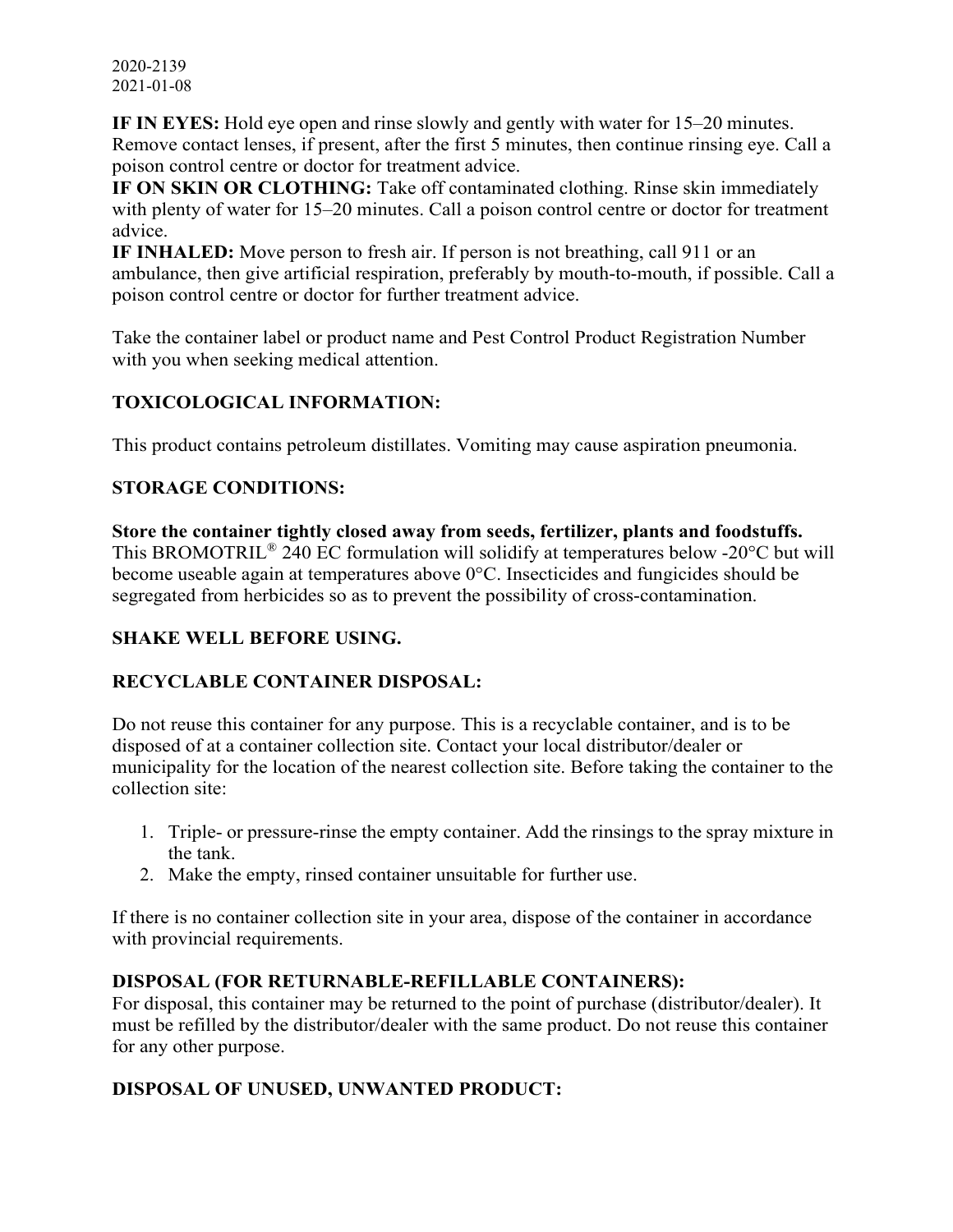2020-2139
2021-01-08

**IF IN EYES:** Hold eye open and rinse slowly and gently with water for 15–20 minutes. Remove contact lenses, if present, after the first 5 minutes, then continue rinsing eye. Call a poison control centre or doctor for treatment advice.
**IF ON SKIN OR CLOTHING:** Take off contaminated clothing. Rinse skin immediately with plenty of water for 15–20 minutes. Call a poison control centre or doctor for treatment advice.
**IF INHALED:** Move person to fresh air. If person is not breathing, call 911 or an ambulance, then give artificial respiration, preferably by mouth-to-mouth, if possible. Call a poison control centre or doctor for further treatment advice.

Take the container label or product name and Pest Control Product Registration Number with you when seeking medical attention.

## TOXICOLOGICAL INFORMATION:

This product contains petroleum distillates. Vomiting may cause aspiration pneumonia.

## STORAGE CONDITIONS:

**Store the container tightly closed away from seeds, fertilizer, plants and foodstuffs.** This BROMOTRIL® 240 EC formulation will solidify at temperatures below -20°C but will become useable again at temperatures above 0°C. Insecticides and fungicides should be segregated from herbicides so as to prevent the possibility of cross-contamination.

## SHAKE WELL BEFORE USING.

## RECYCLABLE CONTAINER DISPOSAL:

Do not reuse this container for any purpose. This is a recyclable container, and is to be disposed of at a container collection site. Contact your local distributor/dealer or municipality for the location of the nearest collection site. Before taking the container to the collection site:

1. Triple- or pressure-rinse the empty container. Add the rinsings to the spray mixture in the tank.
2. Make the empty, rinsed container unsuitable for further use.

If there is no container collection site in your area, dispose of the container in accordance with provincial requirements.

## DISPOSAL (FOR RETURNABLE-REFILLABLE CONTAINERS):

For disposal, this container may be returned to the point of purchase (distributor/dealer). It must be refilled by the distributor/dealer with the same product. Do not reuse this container for any other purpose.

## DISPOSAL OF UNUSED, UNWANTED PRODUCT: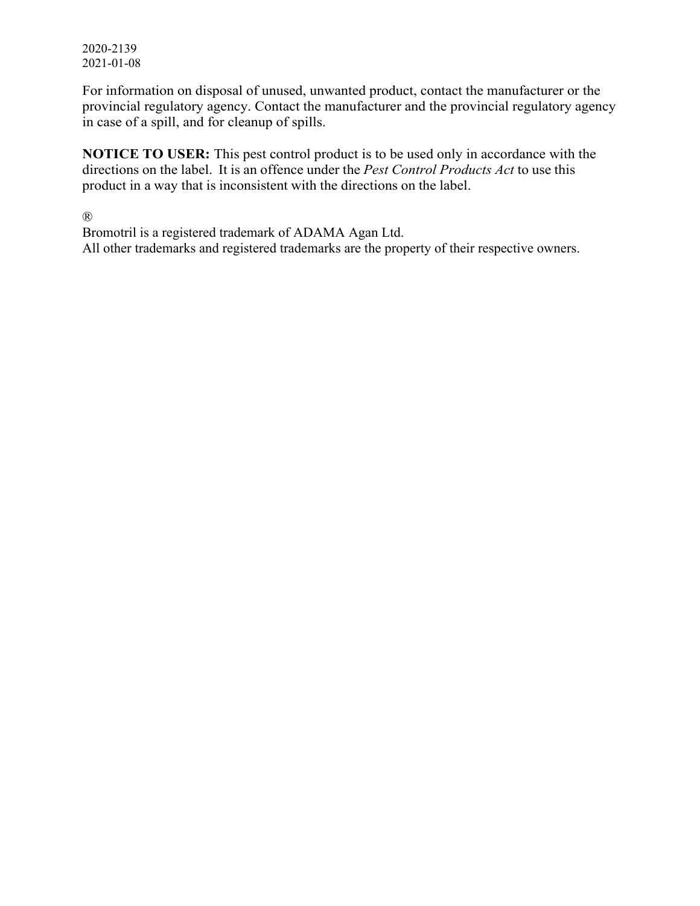2020-2139
2021-01-08

For information on disposal of unused, unwanted product, contact the manufacturer or the provincial regulatory agency. Contact the manufacturer and the provincial regulatory agency in case of a spill, and for cleanup of spills.

**NOTICE TO USER:** This pest control product is to be used only in accordance with the directions on the label. It is an offence under the *Pest Control Products Act* to use this product in a way that is inconsistent with the directions on the label.

®
Bromotril is a registered trademark of ADAMA Agan Ltd.
All other trademarks and registered trademarks are the property of their respective owners.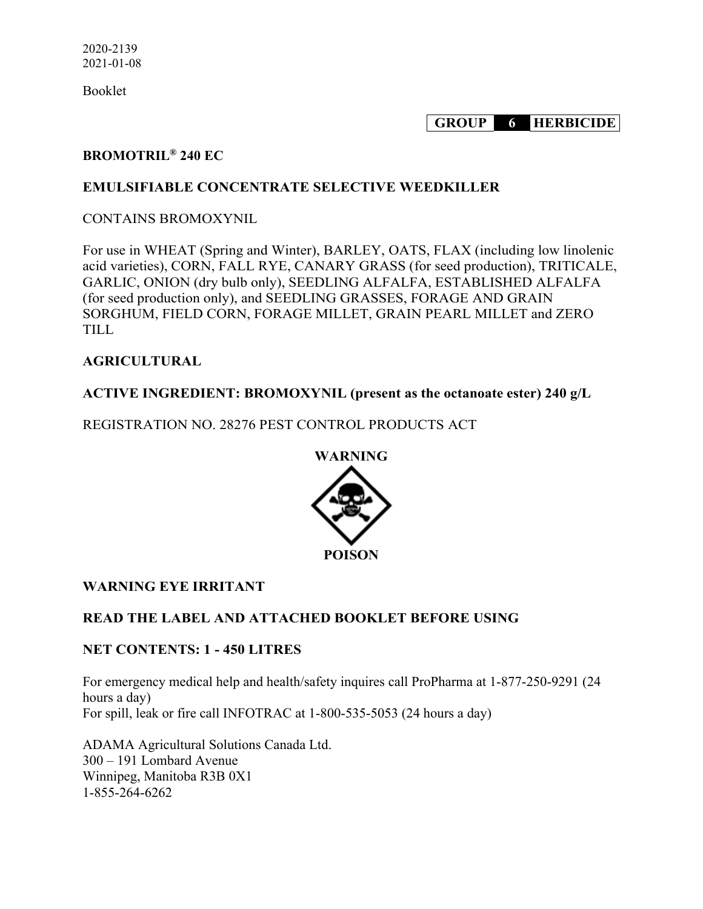2020-2139
2021-01-08

Booklet

**GROUP 6 HERBICIDE**

**BROMOTRIL® 240 EC**

**EMULSIFIABLE CONCENTRATE SELECTIVE WEEDKILLER**

CONTAINS BROMOXYNIL

For use in WHEAT (Spring and Winter), BARLEY, OATS, FLAX (including low linolenic acid varieties), CORN, FALL RYE, CANARY GRASS (for seed production), TRITICALE, GARLIC, ONION (dry bulb only), SEEDLING ALFALFA, ESTABLISHED ALFALFA (for seed production only), and SEEDLING GRASSES, FORAGE AND GRAIN SORGHUM, FIELD CORN, FORAGE MILLET, GRAIN PEARL MILLET and ZERO TILL

**AGRICULTURAL**

**ACTIVE INGREDIENT: BROMOXYNIL (present as the octanoate ester) 240 g/L**

REGISTRATION NO. 28276 PEST CONTROL PRODUCTS ACT

**WARNING**

**POISON**

**WARNING EYE IRRITANT**

**READ THE LABEL AND ATTACHED BOOKLET BEFORE USING**

**NET CONTENTS: 1 - 450 LITRES**

For emergency medical help and health/safety inquires call ProPharma at 1-877-250-9291 (24 hours a day)
For spill, leak or fire call INFOTRAC at 1-800-535-5053 (24 hours a day)

ADAMA Agricultural Solutions Canada Ltd.
300 – 191 Lombard Avenue
Winnipeg, Manitoba R3B 0X1
1-855-264-6262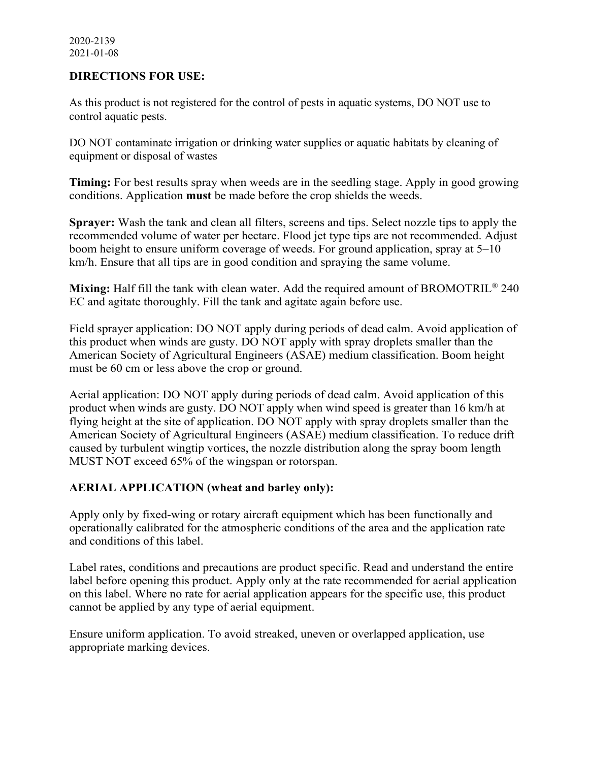2020-2139
2021-01-08

**DIRECTIONS FOR USE:**

As this product is not registered for the control of pests in aquatic systems, DO NOT use to control aquatic pests.

DO NOT contaminate irrigation or drinking water supplies or aquatic habitats by cleaning of equipment or disposal of wastes

**Timing:** For best results spray when weeds are in the seedling stage. Apply in good growing conditions. Application **must** be made before the crop shields the weeds.

**Sprayer:** Wash the tank and clean all filters, screens and tips. Select nozzle tips to apply the recommended volume of water per hectare. Flood jet type tips are not recommended. Adjust boom height to ensure uniform coverage of weeds. For ground application, spray at 5–10 km/h. Ensure that all tips are in good condition and spraying the same volume.

**Mixing:** Half fill the tank with clean water. Add the required amount of BROMOTRIL® 240 EC and agitate thoroughly. Fill the tank and agitate again before use.

Field sprayer application: DO NOT apply during periods of dead calm. Avoid application of this product when winds are gusty. DO NOT apply with spray droplets smaller than the American Society of Agricultural Engineers (ASAE) medium classification. Boom height must be 60 cm or less above the crop or ground.

Aerial application: DO NOT apply during periods of dead calm. Avoid application of this product when winds are gusty. DO NOT apply when wind speed is greater than 16 km/h at flying height at the site of application. DO NOT apply with spray droplets smaller than the American Society of Agricultural Engineers (ASAE) medium classification. To reduce drift caused by turbulent wingtip vortices, the nozzle distribution along the spray boom length MUST NOT exceed 65% of the wingspan or rotorspan.

## AERIAL APPLICATION (wheat and barley only):

Apply only by fixed-wing or rotary aircraft equipment which has been functionally and operationally calibrated for the atmospheric conditions of the area and the application rate and conditions of this label.

Label rates, conditions and precautions are product specific. Read and understand the entire label before opening this product. Apply only at the rate recommended for aerial application on this label. Where no rate for aerial application appears for the specific use, this product cannot be applied by any type of aerial equipment.

Ensure uniform application. To avoid streaked, uneven or overlapped application, use appropriate marking devices.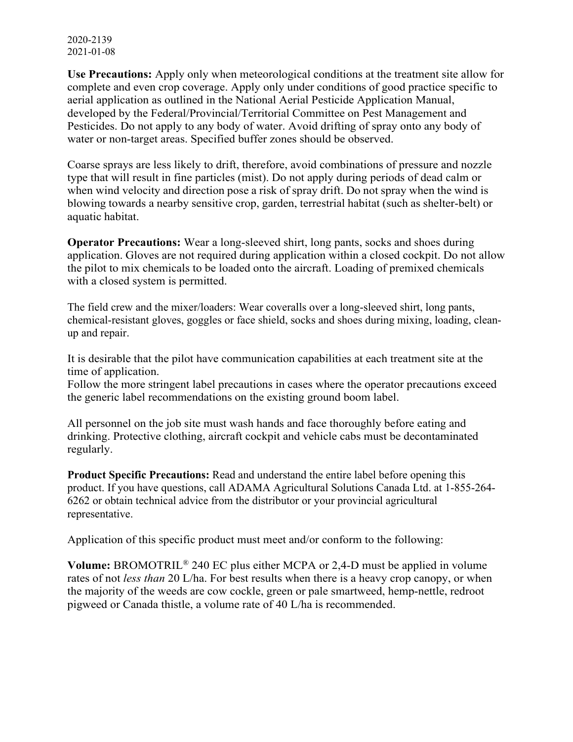**Use Precautions:** Apply only when meteorological conditions at the treatment site allow for complete and even crop coverage. Apply only under conditions of good practice specific to aerial application as outlined in the National Aerial Pesticide Application Manual, developed by the Federal/Provincial/Territorial Committee on Pest Management and Pesticides. Do not apply to any body of water. Avoid drifting of spray onto any body of water or non-target areas. Specified buffer zones should be observed.

Coarse sprays are less likely to drift, therefore, avoid combinations of pressure and nozzle type that will result in fine particles (mist). Do not apply during periods of dead calm or when wind velocity and direction pose a risk of spray drift. Do not spray when the wind is blowing towards a nearby sensitive crop, garden, terrestrial habitat (such as shelter-belt) or aquatic habitat.

**Operator Precautions:** Wear a long-sleeved shirt, long pants, socks and shoes during application. Gloves are not required during application within a closed cockpit. Do not allow the pilot to mix chemicals to be loaded onto the aircraft. Loading of premixed chemicals with a closed system is permitted.

The field crew and the mixer/loaders: Wear coveralls over a long-sleeved shirt, long pants, chemical-resistant gloves, goggles or face shield, socks and shoes during mixing, loading, clean-up and repair.

It is desirable that the pilot have communication capabilities at each treatment site at the time of application.
Follow the more stringent label precautions in cases where the operator precautions exceed the generic label recommendations on the existing ground boom label.

All personnel on the job site must wash hands and face thoroughly before eating and drinking. Protective clothing, aircraft cockpit and vehicle cabs must be decontaminated regularly.

**Product Specific Precautions:** Read and understand the entire label before opening this product. If you have questions, call ADAMA Agricultural Solutions Canada Ltd. at 1-855-264-6262 or obtain technical advice from the distributor or your provincial agricultural representative.

Application of this specific product must meet and/or conform to the following:

**Volume:** BROMOTRIL® 240 EC plus either MCPA or 2,4-D must be applied in volume rates of not *less than* 20 L/ha. For best results when there is a heavy crop canopy, or when the majority of the weeds are cow cockle, green or pale smartweed, hemp-nettle, redroot pigweed or Canada thistle, a volume rate of 40 L/ha is recommended.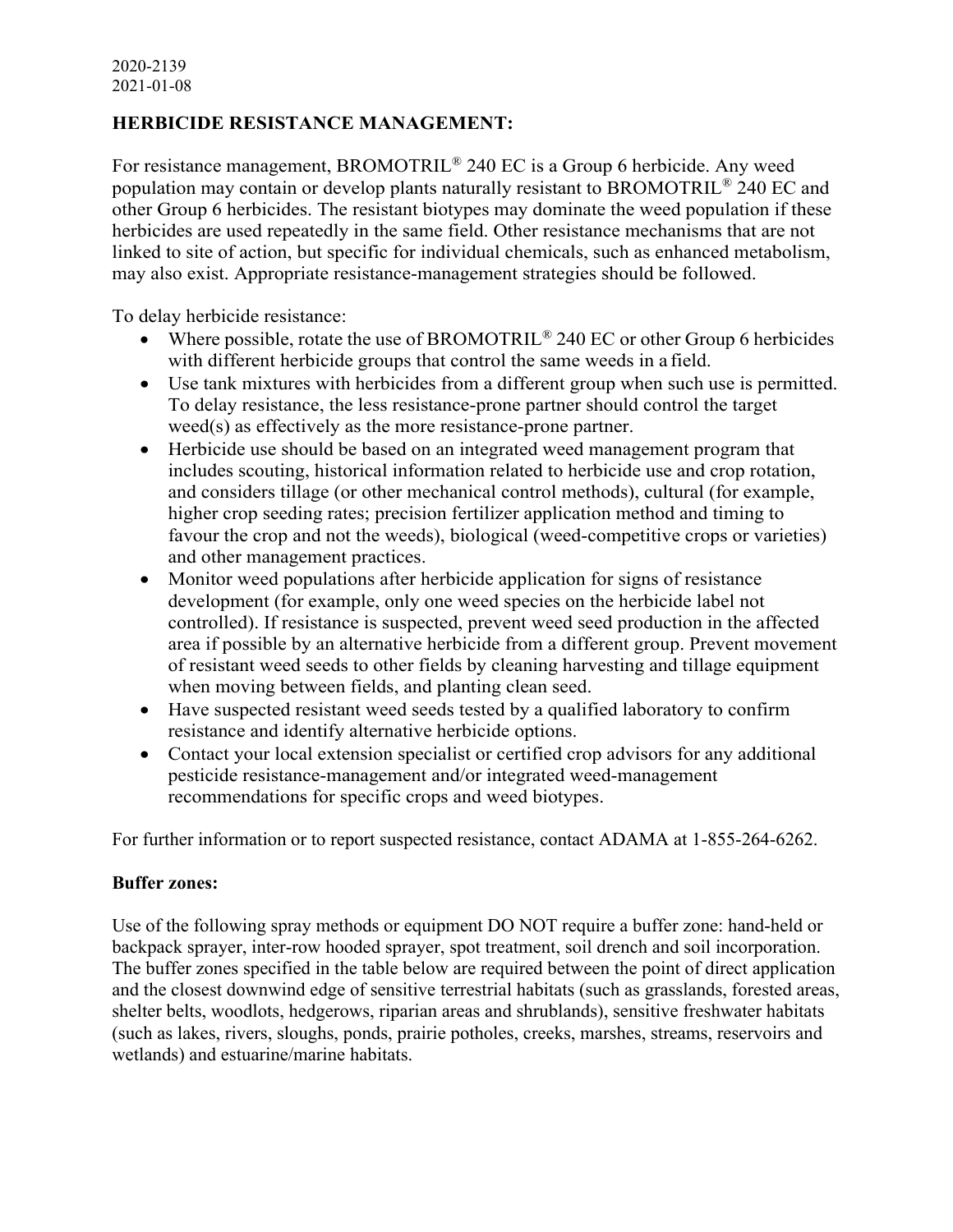## HERBICIDE RESISTANCE MANAGEMENT:

For resistance management, BROMOTRIL® 240 EC is a Group 6 herbicide. Any weed population may contain or develop plants naturally resistant to BROMOTRIL® 240 EC and other Group 6 herbicides. The resistant biotypes may dominate the weed population if these herbicides are used repeatedly in the same field. Other resistance mechanisms that are not linked to site of action, but specific for individual chemicals, such as enhanced metabolism, may also exist. Appropriate resistance-management strategies should be followed.

To delay herbicide resistance:

- Where possible, rotate the use of BROMOTRIL® 240 EC or other Group 6 herbicides with different herbicide groups that control the same weeds in a field.
- Use tank mixtures with herbicides from a different group when such use is permitted. To delay resistance, the less resistance-prone partner should control the target weed(s) as effectively as the more resistance-prone partner.
- Herbicide use should be based on an integrated weed management program that includes scouting, historical information related to herbicide use and crop rotation, and considers tillage (or other mechanical control methods), cultural (for example, higher crop seeding rates; precision fertilizer application method and timing to favour the crop and not the weeds), biological (weed-competitive crops or varieties) and other management practices.
- Monitor weed populations after herbicide application for signs of resistance development (for example, only one weed species on the herbicide label not controlled). If resistance is suspected, prevent weed seed production in the affected area if possible by an alternative herbicide from a different group. Prevent movement of resistant weed seeds to other fields by cleaning harvesting and tillage equipment when moving between fields, and planting clean seed.
- Have suspected resistant weed seeds tested by a qualified laboratory to confirm resistance and identify alternative herbicide options.
- Contact your local extension specialist or certified crop advisors for any additional pesticide resistance-management and/or integrated weed-management recommendations for specific crops and weed biotypes.

For further information or to report suspected resistance, contact ADAMA at 1-855-264-6262.

**Buffer zones:**

Use of the following spray methods or equipment DO NOT require a buffer zone: hand-held or backpack sprayer, inter-row hooded sprayer, spot treatment, soil drench and soil incorporation. The buffer zones specified in the table below are required between the point of direct application and the closest downwind edge of sensitive terrestrial habitats (such as grasslands, forested areas, shelter belts, woodlots, hedgerows, riparian areas and shrublands), sensitive freshwater habitats (such as lakes, rivers, sloughs, ponds, prairie potholes, creeks, marshes, streams, reservoirs and wetlands) and estuarine/marine habitats.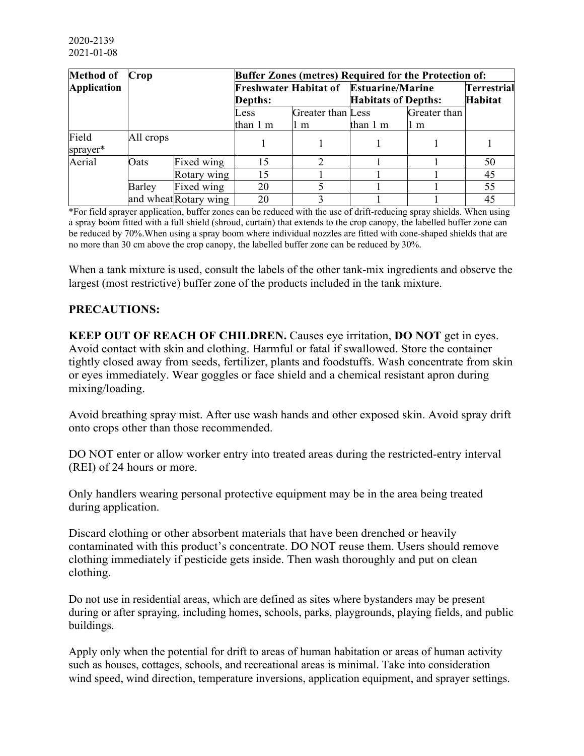2020-2139
2021-01-08

| Method of Application | Crop | | Buffer Zones (metres) Required for the Protection of: | | | | |
|---|---|---|---|---|---|---|---|
| | | | Freshwater Habitat of Depths: | | Estuarine/Marine Habitats of Depths: | | Terrestrial Habitat |
| | | | Less than 1 m | Greater than 1 m | Less than 1 m | Greater than 1 m | |
| Field sprayer* | All crops | | 1 | 1 | 1 | 1 | 1 |
| Aerial | Oats | Fixed wing | 15 | 2 | 1 | 1 | 50 |
| | | Rotary wing | 15 | 1 | 1 | 1 | 45 |
| | Barley and wheat | Fixed wing | 20 | 5 | 1 | 1 | 55 |
| | | Rotary wing | 20 | 3 | 1 | 1 | 45 |

*For field sprayer application, buffer zones can be reduced with the use of drift-reducing spray shields. When using a spray boom fitted with a full shield (shroud, curtain) that extends to the crop canopy, the labelled buffer zone can be reduced by 70%.When using a spray boom where individual nozzles are fitted with cone-shaped shields that are no more than 30 cm above the crop canopy, the labelled buffer zone can be reduced by 30%.

When a tank mixture is used, consult the labels of the other tank-mix ingredients and observe the largest (most restrictive) buffer zone of the products included in the tank mixture.

**PRECAUTIONS:**

**KEEP OUT OF REACH OF CHILDREN.** Causes eye irritation, **DO NOT** get in eyes. Avoid contact with skin and clothing. Harmful or fatal if swallowed. Store the container tightly closed away from seeds, fertilizer, plants and foodstuffs. Wash concentrate from skin or eyes immediately. Wear goggles or face shield and a chemical resistant apron during mixing/loading.

Avoid breathing spray mist. After use wash hands and other exposed skin. Avoid spray drift onto crops other than those recommended.

DO NOT enter or allow worker entry into treated areas during the restricted-entry interval (REI) of 24 hours or more.

Only handlers wearing personal protective equipment may be in the area being treated during application.

Discard clothing or other absorbent materials that have been drenched or heavily contaminated with this product's concentrate. DO NOT reuse them. Users should remove clothing immediately if pesticide gets inside. Then wash thoroughly and put on clean clothing.

Do not use in residential areas, which are defined as sites where bystanders may be present during or after spraying, including homes, schools, parks, playgrounds, playing fields, and public buildings.

Apply only when the potential for drift to areas of human habitation or areas of human activity such as houses, cottages, schools, and recreational areas is minimal. Take into consideration wind speed, wind direction, temperature inversions, application equipment, and sprayer settings.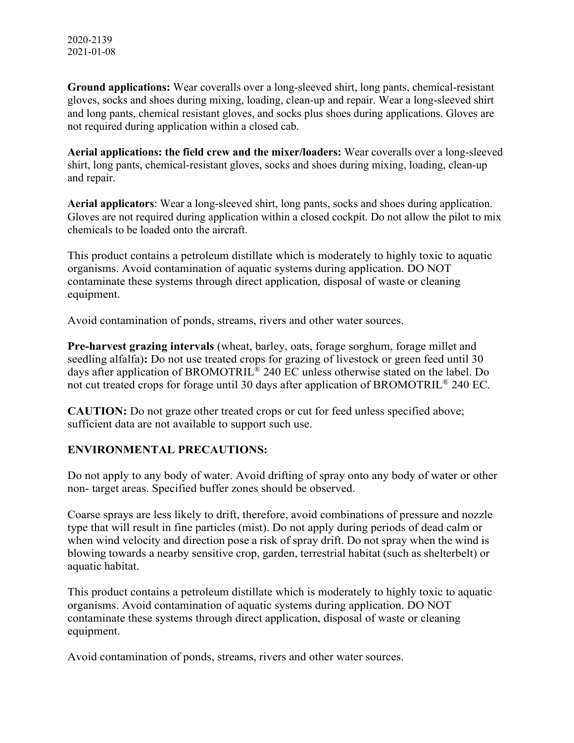**Ground applications:** Wear coveralls over a long-sleeved shirt, long pants, chemical-resistant gloves, socks and shoes during mixing, loading, clean-up and repair. Wear a long-sleeved shirt and long pants, chemical resistant gloves, and socks plus shoes during applications. Gloves are not required during application within a closed cab.

**Aerial applications: the field crew and the mixer/loaders:** Wear coveralls over a long-sleeved shirt, long pants, chemical-resistant gloves, socks and shoes during mixing, loading, clean-up and repair.

**Aerial applicators**: Wear a long-sleeved shirt, long pants, socks and shoes during application. Gloves are not required during application within a closed cockpit. Do not allow the pilot to mix chemicals to be loaded onto the aircraft.

This product contains a petroleum distillate which is moderately to highly toxic to aquatic organisms. Avoid contamination of aquatic systems during application. DO NOT contaminate these systems through direct application, disposal of waste or cleaning equipment.

Avoid contamination of ponds, streams, rivers and other water sources.

**Pre-harvest grazing intervals** (wheat, barley, oats, forage sorghum, forage millet and seedling alfalfa)**:** Do not use treated crops for grazing of livestock or green feed until 30 days after application of BROMOTRIL® 240 EC unless otherwise stated on the label. Do not cut treated crops for forage until 30 days after application of BROMOTRIL® 240 EC.

**CAUTION:** Do not graze other treated crops or cut for feed unless specified above; sufficient data are not available to support such use.

## ENVIRONMENTAL PRECAUTIONS:

Do not apply to any body of water. Avoid drifting of spray onto any body of water or other non- target areas. Specified buffer zones should be observed.

Coarse sprays are less likely to drift, therefore, avoid combinations of pressure and nozzle type that will result in fine particles (mist). Do not apply during periods of dead calm or when wind velocity and direction pose a risk of spray drift. Do not spray when the wind is blowing towards a nearby sensitive crop, garden, terrestrial habitat (such as shelterbelt) or aquatic habitat.

This product contains a petroleum distillate which is moderately to highly toxic to aquatic organisms. Avoid contamination of aquatic systems during application. DO NOT contaminate these systems through direct application, disposal of waste or cleaning equipment.

Avoid contamination of ponds, streams, rivers and other water sources.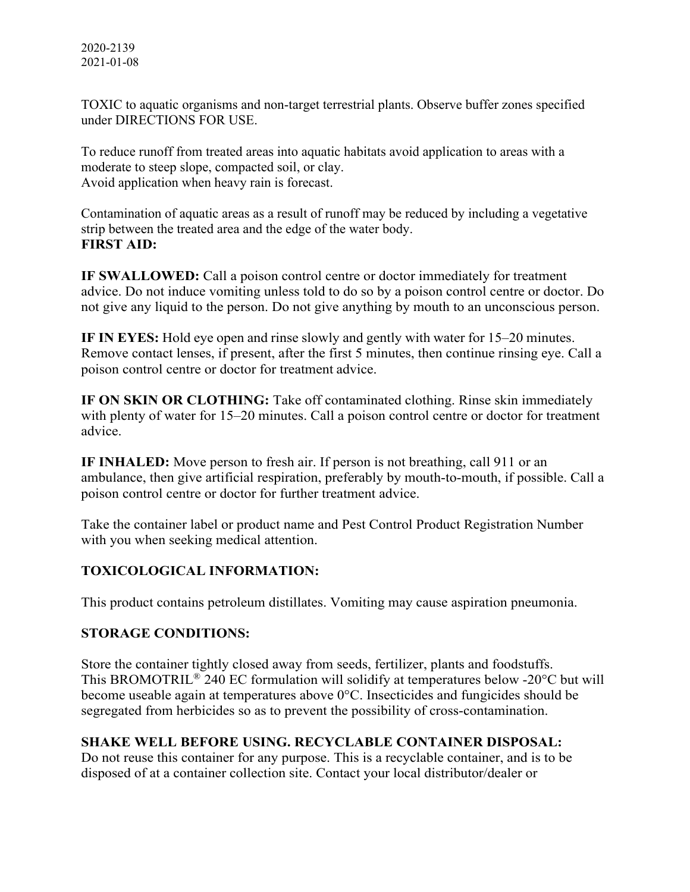2020-2139
2021-01-08

TOXIC to aquatic organisms and non-target terrestrial plants. Observe buffer zones specified under DIRECTIONS FOR USE.

To reduce runoff from treated areas into aquatic habitats avoid application to areas with a moderate to steep slope, compacted soil, or clay.
Avoid application when heavy rain is forecast.

Contamination of aquatic areas as a result of runoff may be reduced by including a vegetative strip between the treated area and the edge of the water body.

**FIRST AID:**

**IF SWALLOWED:** Call a poison control centre or doctor immediately for treatment advice. Do not induce vomiting unless told to do so by a poison control centre or doctor. Do not give any liquid to the person. Do not give anything by mouth to an unconscious person.

**IF IN EYES:** Hold eye open and rinse slowly and gently with water for 15–20 minutes. Remove contact lenses, if present, after the first 5 minutes, then continue rinsing eye. Call a poison control centre or doctor for treatment advice.

**IF ON SKIN OR CLOTHING:** Take off contaminated clothing. Rinse skin immediately with plenty of water for 15–20 minutes. Call a poison control centre or doctor for treatment advice.

**IF INHALED:** Move person to fresh air. If person is not breathing, call 911 or an ambulance, then give artificial respiration, preferably by mouth-to-mouth, if possible. Call a poison control centre or doctor for further treatment advice.

Take the container label or product name and Pest Control Product Registration Number with you when seeking medical attention.

**TOXICOLOGICAL INFORMATION:**

This product contains petroleum distillates. Vomiting may cause aspiration pneumonia.

**STORAGE CONDITIONS:**

Store the container tightly closed away from seeds, fertilizer, plants and foodstuffs.
This BROMOTRIL® 240 EC formulation will solidify at temperatures below -20°C but will become useable again at temperatures above 0°C. Insecticides and fungicides should be segregated from herbicides so as to prevent the possibility of cross-contamination.

**SHAKE WELL BEFORE USING. RECYCLABLE CONTAINER DISPOSAL:**
Do not reuse this container for any purpose. This is a recyclable container, and is to be disposed of at a container collection site. Contact your local distributor/dealer or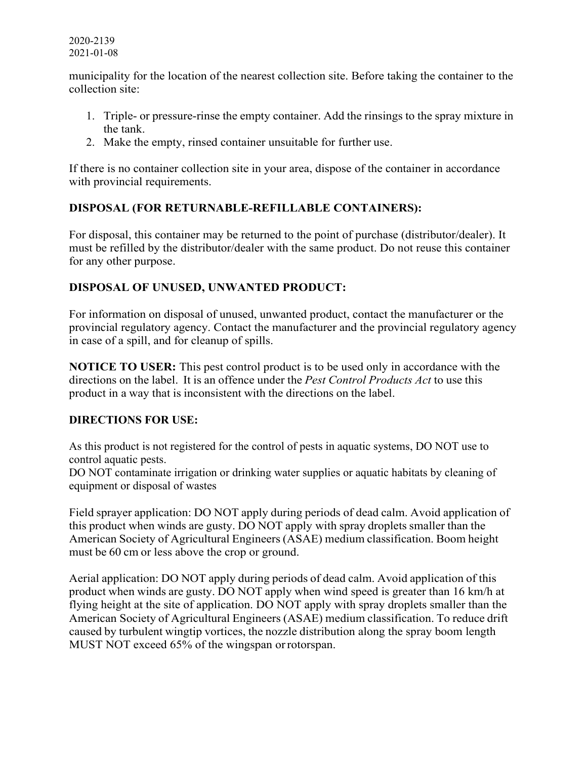municipality for the location of the nearest collection site. Before taking the container to the collection site:

1. Triple- or pressure-rinse the empty container. Add the rinsings to the spray mixture in the tank.
2. Make the empty, rinsed container unsuitable for further use.

If there is no container collection site in your area, dispose of the container in accordance with provincial requirements.

**DISPOSAL (FOR RETURNABLE-REFILLABLE CONTAINERS):**

For disposal, this container may be returned to the point of purchase (distributor/dealer). It must be refilled by the distributor/dealer with the same product. Do not reuse this container for any other purpose.

**DISPOSAL OF UNUSED, UNWANTED PRODUCT:**

For information on disposal of unused, unwanted product, contact the manufacturer or the provincial regulatory agency. Contact the manufacturer and the provincial regulatory agency in case of a spill, and for cleanup of spills.

**NOTICE TO USER:** This pest control product is to be used only in accordance with the directions on the label. It is an offence under the *Pest Control Products Act* to use this product in a way that is inconsistent with the directions on the label.

**DIRECTIONS FOR USE:**

As this product is not registered for the control of pests in aquatic systems, DO NOT use to control aquatic pests.
DO NOT contaminate irrigation or drinking water supplies or aquatic habitats by cleaning of equipment or disposal of wastes

Field sprayer application: DO NOT apply during periods of dead calm. Avoid application of this product when winds are gusty. DO NOT apply with spray droplets smaller than the American Society of Agricultural Engineers (ASAE) medium classification. Boom height must be 60 cm or less above the crop or ground.

Aerial application: DO NOT apply during periods of dead calm. Avoid application of this product when winds are gusty. DO NOT apply when wind speed is greater than 16 km/h at flying height at the site of application. DO NOT apply with spray droplets smaller than the American Society of Agricultural Engineers (ASAE) medium classification. To reduce drift caused by turbulent wingtip vortices, the nozzle distribution along the spray boom length MUST NOT exceed 65% of the wingspan or rotorspan.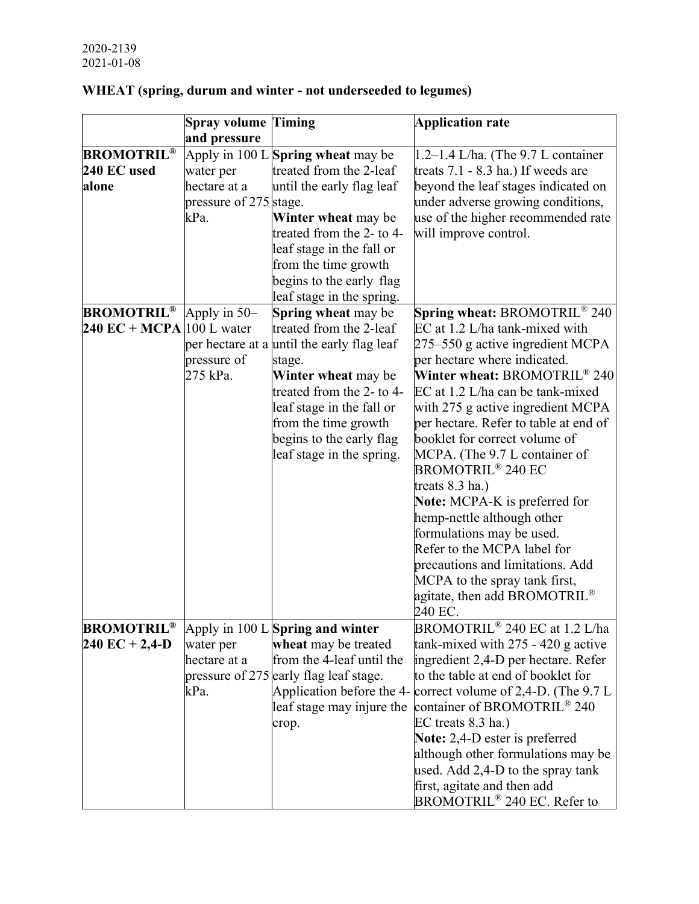2020-2139
2021-01-08

**WHEAT (spring, durum and winter - not underseeded to legumes)**

| | Spray volume and pressure | Timing | Application rate |
|---|---|---|---|
| **BROMOTRIL® 240 EC used alone** | Apply in 100 L water per hectare at a pressure of 275 kPa. | **Spring wheat** may be treated from the 2-leaf until the early flag leaf stage. **Winter wheat** may be treated from the 2- to 4-leaf stage in the fall or from the time growth begins to the early flag leaf stage in the spring. | 1.2–1.4 L/ha. (The 9.7 L container treats 7.1 - 8.3 ha.) If weeds are beyond the leaf stages indicated on under adverse growing conditions, use of the higher recommended rate will improve control. |
| **BROMOTRIL® 240 EC + MCPA** | Apply in 50–100 L water per hectare at a pressure of 275 kPa. | **Spring wheat** may be treated from the 2-leaf until the early flag leaf stage. **Winter wheat** may be treated from the 2- to 4-leaf stage in the fall or from the time growth begins to the early flag leaf stage in the spring. | **Spring wheat:** BROMOTRIL® 240 EC at 1.2 L/ha tank-mixed with 275–550 g active ingredient MCPA per hectare where indicated. **Winter wheat:** BROMOTRIL® 240 EC at 1.2 L/ha can be tank-mixed with 275 g active ingredient MCPA per hectare. Refer to table at end of booklet for correct volume of MCPA. (The 9.7 L container of BROMOTRIL® 240 EC treats 8.3 ha.) **Note:** MCPA-K is preferred for hemp-nettle although other formulations may be used. Refer to the MCPA label for precautions and limitations. Add MCPA to the spray tank first, agitate, then add BROMOTRIL® 240 EC. |
| **BROMOTRIL® 240 EC + 2,4-D** | Apply in 100 L water per hectare at a pressure of 275 kPa. | **Spring and winter wheat** may be treated from the 4-leaf until the early flag leaf stage. Application before the 4-leaf stage may injure the crop. | BROMOTRIL® 240 EC at 1.2 L/ha tank-mixed with 275 - 420 g active ingredient 2,4-D per hectare. Refer to the table at end of booklet for correct volume of 2,4-D. (The 9.7 L container of BROMOTRIL® 240 EC treats 8.3 ha.) **Note:** 2,4-D ester is preferred although other formulations may be used. Add 2,4-D to the spray tank first, agitate and then add BROMOTRIL® 240 EC. Refer to |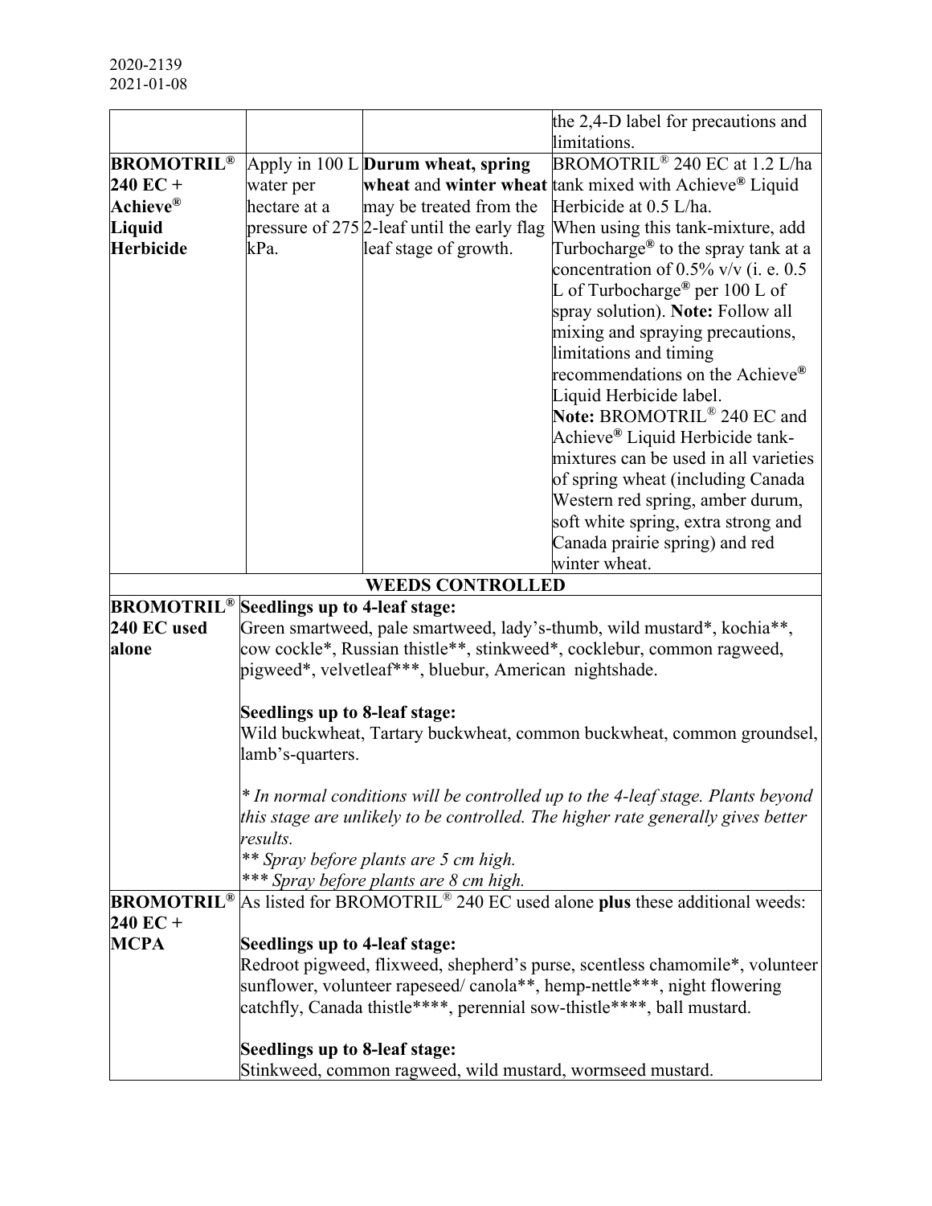2020-2139
2021-01-08

| | | | |
|---|---|---|---|
| | | | the 2,4-D label for precautions and limitations. |
| **BROMOTRIL® 240 EC + Achieve® Liquid Herbicide** | Apply in 100 L water per hectare at a pressure of 275 kPa. | **Durum wheat, spring wheat** and **winter wheat** may be treated from the 2-leaf until the early flag leaf stage of growth. | BROMOTRIL® 240 EC at 1.2 L/ha tank mixed with Achieve® Liquid Herbicide at 0.5 L/ha. When using this tank-mixture, add Turbocharge® to the spray tank at a concentration of 0.5% v/v (i. e. 0.5 L of Turbocharge® per 100 L of spray solution). **Note:** Follow all mixing and spraying precautions, limitations and timing recommendations on the Achieve® Liquid Herbicide label. **Note:** BROMOTRIL® 240 EC and Achieve® Liquid Herbicide tank-mixtures can be used in all varieties of spring wheat (including Canada Western red spring, amber durum, soft white spring, extra strong and Canada prairie spring) and red winter wheat. |

| **WEEDS CONTROLLED** | |
|---|---|
| **BROMOTRIL® 240 EC used alone** | **Seedlings up to 4-leaf stage:** Green smartweed, pale smartweed, lady's-thumb, wild mustard*, kochia**, cow cockle*, Russian thistle**, stinkweed*, cocklebur, common ragweed, pigweed*, velvetleaf***, bluebur, American nightshade.<br><br>**Seedlings up to 8-leaf stage:** Wild buckwheat, Tartary buckwheat, common buckwheat, common groundsel, lamb's-quarters.<br><br>*\* In normal conditions will be controlled up to the 4-leaf stage. Plants beyond this stage are unlikely to be controlled. The higher rate generally gives better results.*<br>*\*\* Spray before plants are 5 cm high.*<br>*\*\*\* Spray before plants are 8 cm high.* |
| **BROMOTRIL® 240 EC + MCPA** | As listed for BROMOTRIL® 240 EC used alone **plus** these additional weeds:<br><br>**Seedlings up to 4-leaf stage:** Redroot pigweed, flixweed, shepherd's purse, scentless chamomile*, volunteer sunflower, volunteer rapeseed/ canola**, hemp-nettle***, night flowering catchfly, Canada thistle****, perennial sow-thistle****, ball mustard.<br><br>**Seedlings up to 8-leaf stage:** Stinkweed, common ragweed, wild mustard, wormseed mustard. |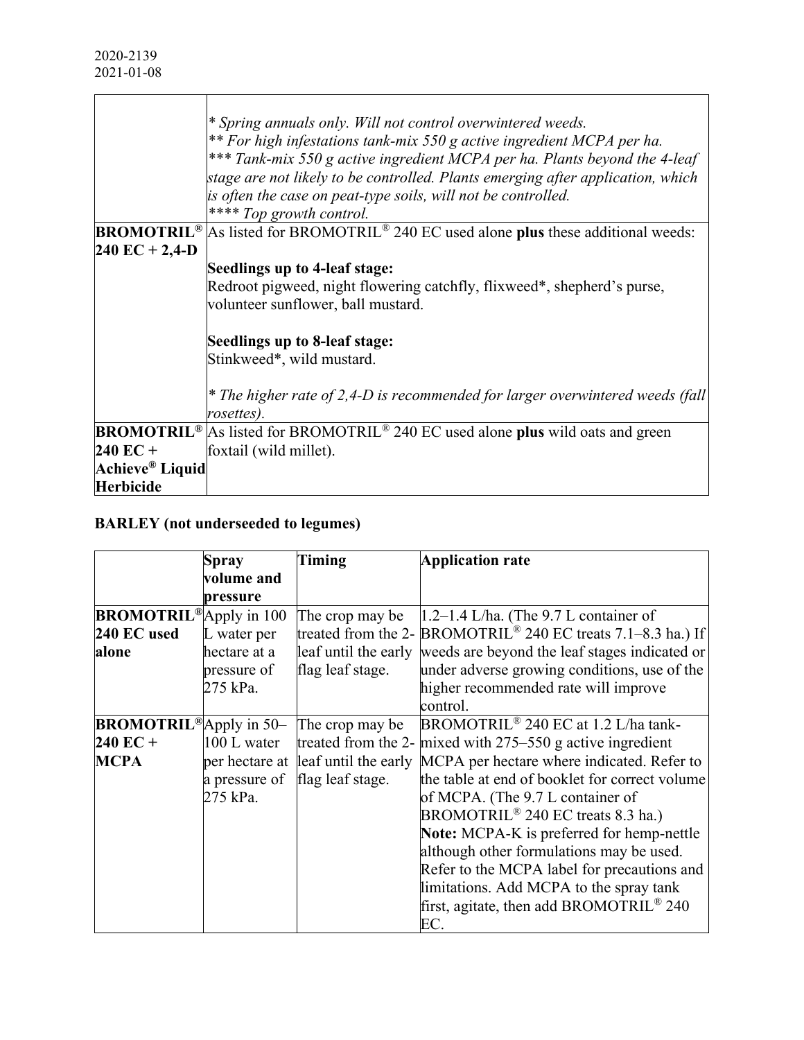2020-2139
2021-01-08

| | |
|---|---|
| | *\* Spring annuals only. Will not control overwintered weeds.*<br>*\*\* For high infestations tank-mix 550 g active ingredient MCPA per ha.*<br>*\*\*\* Tank-mix 550 g active ingredient MCPA per ha. Plants beyond the 4-leaf stage are not likely to be controlled. Plants emerging after application, which is often the case on peat-type soils, will not be controlled.*<br>*\*\*\*\* Top growth control.* |
| **BROMOTRIL® 240 EC + 2,4-D** | As listed for BROMOTRIL® 240 EC used alone **plus** these additional weeds:<br><br>**Seedlings up to 4-leaf stage:**<br>Redroot pigweed, night flowering catchfly, flixweed\*, shepherd's purse, volunteer sunflower, ball mustard.<br><br>**Seedlings up to 8-leaf stage:**<br>Stinkweed\*, wild mustard.<br><br>*\* The higher rate of 2,4-D is recommended for larger overwintered weeds (fall rosettes).* |
| **BROMOTRIL® 240 EC + Achieve® Liquid Herbicide** | As listed for BROMOTRIL® 240 EC used alone **plus** wild oats and green foxtail (wild millet). |

## BARLEY (not underseeded to legumes)

| | Spray volume and pressure | Timing | Application rate |
|---|---|---|---|
| **BROMOTRIL® 240 EC used alone** | Apply in 100 L water per hectare at a pressure of 275 kPa. | The crop may be treated from the 2-leaf until the early flag leaf stage. | 1.2–1.4 L/ha. (The 9.7 L container of BROMOTRIL® 240 EC treats 7.1–8.3 ha.) If weeds are beyond the leaf stages indicated or under adverse growing conditions, use of the higher recommended rate will improve control. |
| **BROMOTRIL® 240 EC + MCPA** | Apply in 50–100 L water per hectare at a pressure of 275 kPa. | The crop may be treated from the 2-leaf until the early flag leaf stage. | BROMOTRIL® 240 EC at 1.2 L/ha tank-mixed with 275–550 g active ingredient MCPA per hectare where indicated. Refer to the table at end of booklet for correct volume of MCPA. (The 9.7 L container of BROMOTRIL® 240 EC treats 8.3 ha.)<br>**Note:** MCPA-K is preferred for hemp-nettle although other formulations may be used. Refer to the MCPA label for precautions and limitations. Add MCPA to the spray tank first, agitate, then add BROMOTRIL® 240 EC. |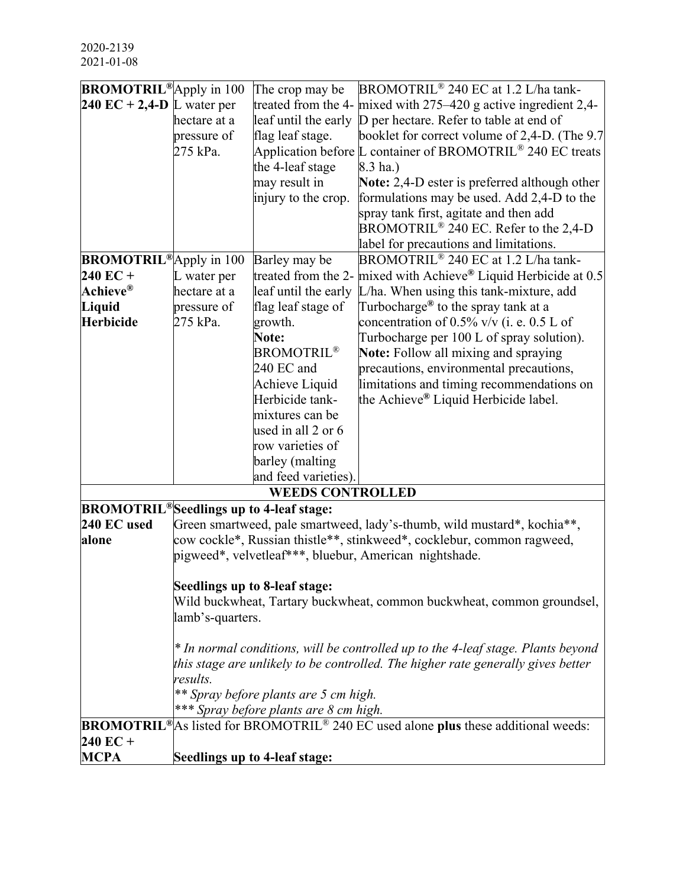2020-2139
2021-01-08

| | | | |
|---|---|---|---|
| **BROMOTRIL® 240 EC + 2,4-D** | Apply in 100 L water per hectare at a pressure of 275 kPa. | The crop may be treated from the 4-leaf until the early flag leaf stage. Application before the 4-leaf stage may result in injury to the crop. | BROMOTRIL® 240 EC at 1.2 L/ha tank-mixed with 275–420 g active ingredient 2,4-D per hectare. Refer to table at end of booklet for correct volume of 2,4-D. (The 9.7 L container of BROMOTRIL® 240 EC treats 8.3 ha.)<br>**Note:** 2,4-D ester is preferred although other formulations may be used. Add 2,4-D to the spray tank first, agitate and then add BROMOTRIL® 240 EC. Refer to the 2,4-D label for precautions and limitations. |
| **BROMOTRIL® 240 EC + Achieve® Liquid Herbicide** | Apply in 100 L water per hectare at a pressure of 275 kPa. | Barley may be treated from the 2-leaf until the early flag leaf stage of growth.<br>**Note:** BROMOTRIL® 240 EC and Achieve Liquid Herbicide tank-mixtures can be used in all 2 or 6 row varieties of barley (malting and feed varieties). | BROMOTRIL® 240 EC at 1.2 L/ha tank-mixed with Achieve® Liquid Herbicide at 0.5 L/ha. When using this tank-mixture, add Turbocharge® to the spray tank at a concentration of 0.5% v/v (i. e. 0.5 L of Turbocharge per 100 L of spray solution).<br>**Note:** Follow all mixing and spraying precautions, environmental precautions, limitations and timing recommendations on the Achieve® Liquid Herbicide label. |
| | | **WEEDS CONTROLLED** | |
| **BROMOTRIL® 240 EC used alone** | **Seedlings up to 4-leaf stage:**<br>Green smartweed, pale smartweed, lady's-thumb, wild mustard*, kochia**, cow cockle*, Russian thistle**, stinkweed*, cocklebur, common ragweed, pigweed*, velvetleaf***, bluebur, American nightshade.<br><br>**Seedlings up to 8-leaf stage:**<br>Wild buckwheat, Tartary buckwheat, common buckwheat, common groundsel, lamb's-quarters.<br><br>*\* In normal conditions, will be controlled up to the 4-leaf stage. Plants beyond this stage are unlikely to be controlled. The higher rate generally gives better results.*<br>*\*\* Spray before plants are 5 cm high.*<br>*\*\*\* Spray before plants are 8 cm high.* | | |
| **BROMOTRIL® 240 EC + MCPA** | As listed for BROMOTRIL® 240 EC used alone **plus** these additional weeds:<br><br>**Seedlings up to 4-leaf stage:** | | |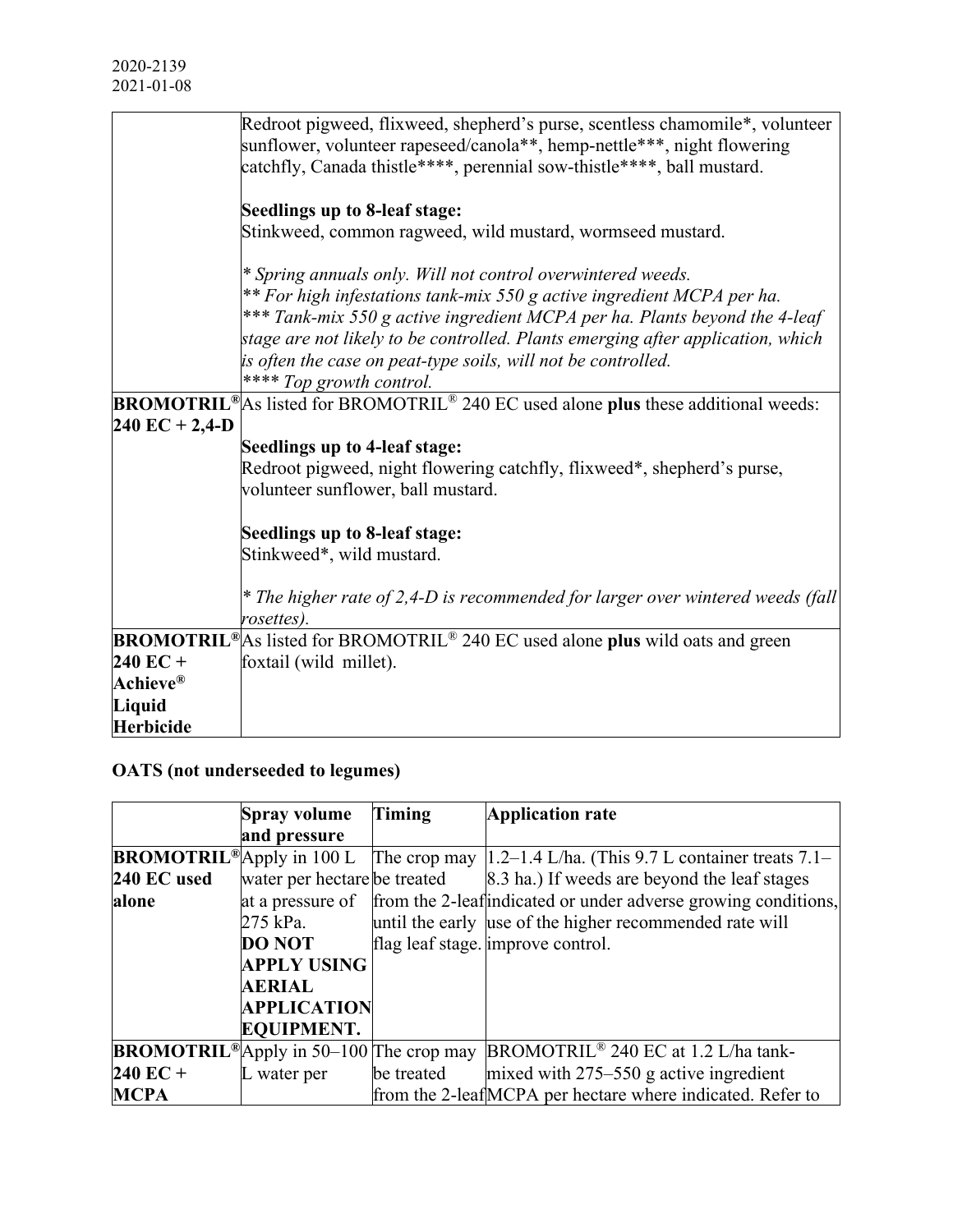| | |
|---|---|
| | Redroot pigweed, flixweed, shepherd's purse, scentless chamomile*, volunteer sunflower, volunteer rapeseed/canola**, hemp-nettle***, night flowering catchfly, Canada thistle****, perennial sow-thistle****, ball mustard.<br><br>**Seedlings up to 8-leaf stage:**<br>Stinkweed, common ragweed, wild mustard, wormseed mustard.<br><br>*\* Spring annuals only. Will not control overwintered weeds.*<br>*\*\* For high infestations tank-mix 550 g active ingredient MCPA per ha.*<br>*\*\*\* Tank-mix 550 g active ingredient MCPA per ha. Plants beyond the 4-leaf stage are not likely to be controlled. Plants emerging after application, which is often the case on peat-type soils, will not be controlled.*<br>*\*\*\*\* Top growth control.* |
| **BROMOTRIL® 240 EC + 2,4-D** | As listed for BROMOTRIL® 240 EC used alone **plus** these additional weeds:<br><br>**Seedlings up to 4-leaf stage:**<br>Redroot pigweed, night flowering catchfly, flixweed*, shepherd's purse, volunteer sunflower, ball mustard.<br><br>**Seedlings up to 8-leaf stage:**<br>Stinkweed*, wild mustard.<br><br>*\* The higher rate of 2,4-D is recommended for larger over wintered weeds (fall rosettes).* |
| **BROMOTRIL® 240 EC + Achieve® Liquid Herbicide** | As listed for BROMOTRIL® 240 EC used alone **plus** wild oats and green foxtail (wild millet). |

**OATS (not underseeded to legumes)**

| | Spray volume and pressure | Timing | Application rate |
|---|---|---|---|
| **BROMOTRIL® 240 EC used alone** | Apply in 100 L water per hectare at a pressure of 275 kPa.<br>**DO NOT APPLY USING AERIAL APPLICATION EQUIPMENT.** | The crop may be treated from the 2-leaf until the early flag leaf stage. | 1.2–1.4 L/ha. (This 9.7 L container treats 7.1–8.3 ha.) If weeds are beyond the leaf stages indicated or under adverse growing conditions, use of the higher recommended rate will improve control. |
| **BROMOTRIL® 240 EC + MCPA** | Apply in 50–100 L water per | The crop may be treated from the 2-leaf | BROMOTRIL® 240 EC at 1.2 L/ha tank-mixed with 275–550 g active ingredient MCPA per hectare where indicated. Refer to |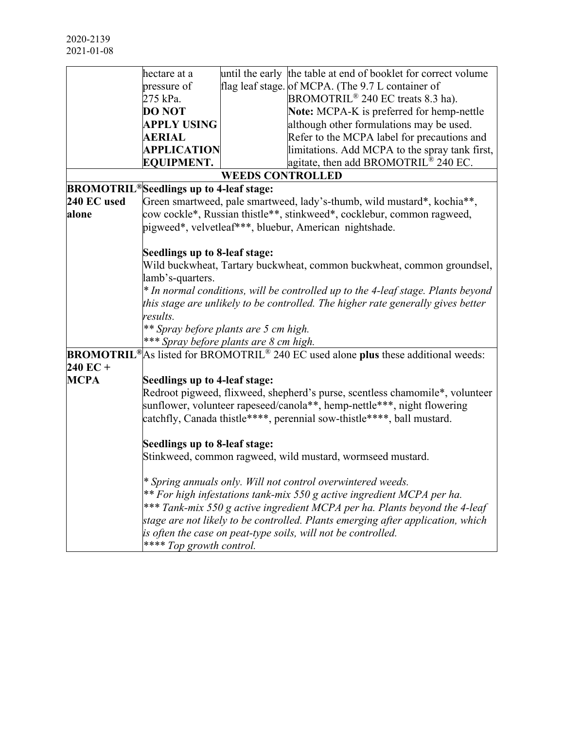| | | | |
|---|---|---|---|
| | hectare at a pressure of 275 kPa. **DO NOT APPLY USING AERIAL APPLICATION EQUIPMENT.** | until the early flag leaf stage. | the table at end of booklet for correct volume of MCPA. (The 9.7 L container of BROMOTRIL® 240 EC treats 8.3 ha). **Note:** MCPA-K is preferred for hemp-nettle although other formulations may be used. Refer to the MCPA label for precautions and limitations. Add MCPA to the spray tank first, agitate, then add BROMOTRIL® 240 EC. |
| **WEEDS CONTROLLED** | | | |
| **BROMOTRIL® 240 EC used alone** | **Seedlings up to 4-leaf stage:** Green smartweed, pale smartweed, lady's-thumb, wild mustard*, kochia**, cow cockle*, Russian thistle**, stinkweed*, cocklebur, common ragweed, pigweed*, velvetleaf***, bluebur, American nightshade.<br><br>**Seedlings up to 8-leaf stage:** Wild buckwheat, Tartary buckwheat, common buckwheat, common groundsel, lamb's-quarters.<br>*\* In normal conditions, will be controlled up to the 4-leaf stage. Plants beyond this stage are unlikely to be controlled. The higher rate generally gives better results.*<br>*\*\* Spray before plants are 5 cm high.*<br>*\*\*\* Spray before plants are 8 cm high.* | | |
| **BROMOTRIL® 240 EC + MCPA** | As listed for BROMOTRIL® 240 EC used alone **plus** these additional weeds:<br><br>**Seedlings up to 4-leaf stage:** Redroot pigweed, flixweed, shepherd's purse, scentless chamomile*, volunteer sunflower, volunteer rapeseed/canola**, hemp-nettle***, night flowering catchfly, Canada thistle****, perennial sow-thistle****, ball mustard.<br><br>**Seedlings up to 8-leaf stage:** Stinkweed, common ragweed, wild mustard, wormseed mustard.<br><br>*\* Spring annuals only. Will not control overwintered weeds.*<br>*\*\* For high infestations tank-mix 550 g active ingredient MCPA per ha.*<br>*\*\*\* Tank-mix 550 g active ingredient MCPA per ha. Plants beyond the 4-leaf stage are not likely to be controlled. Plants emerging after application, which is often the case on peat-type soils, will not be controlled.*<br>*\*\*\*\* Top growth control.* | | |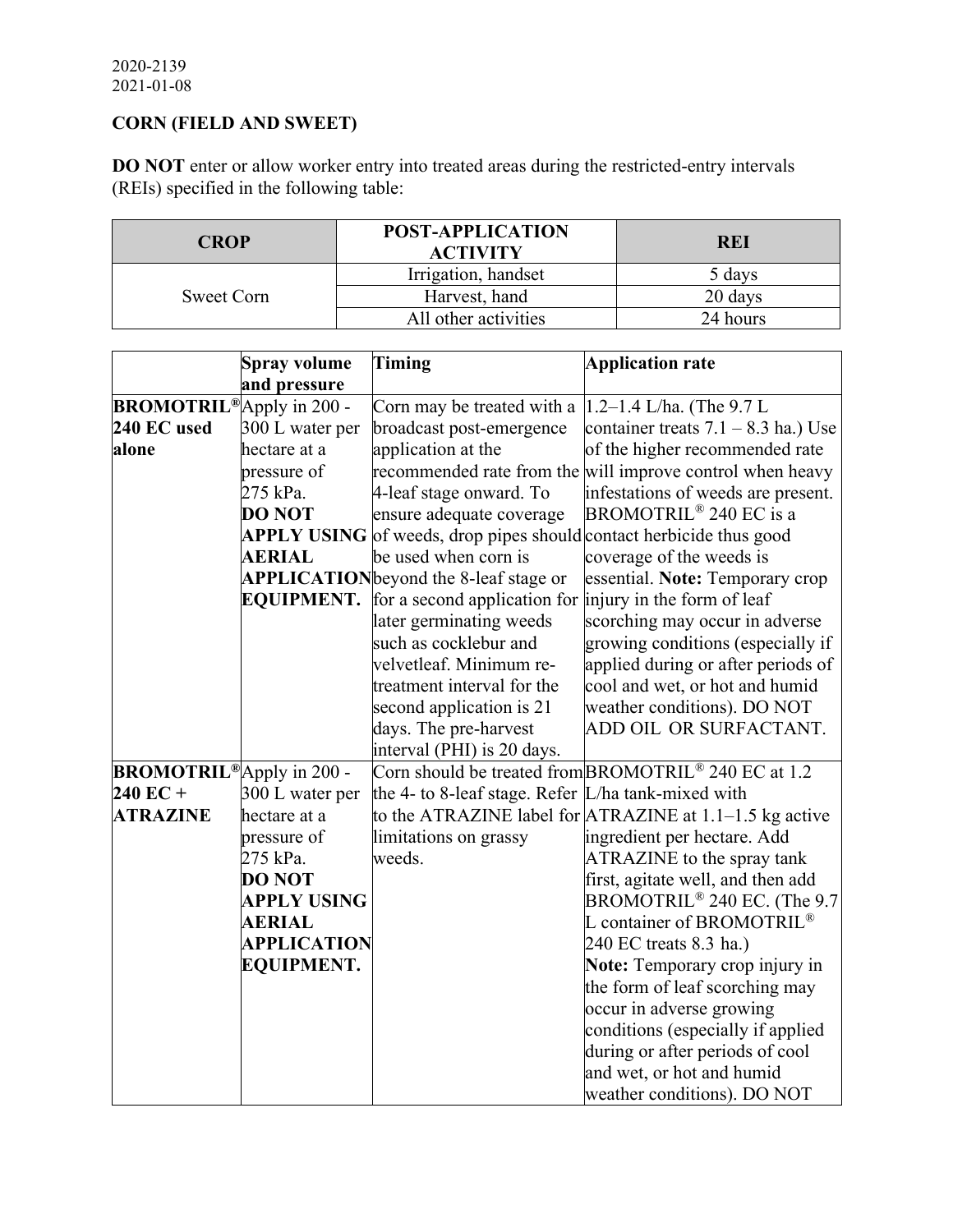2020-2139
2021-01-08

**CORN (FIELD AND SWEET)**

**DO NOT** enter or allow worker entry into treated areas during the restricted-entry intervals (REIs) specified in the following table:

| CROP | POST-APPLICATION ACTIVITY | REI |
|---|---|---|
| Sweet Corn | Irrigation, handset | 5 days |
| | Harvest, hand | 20 days |
| | All other activities | 24 hours |

| | Spray volume and pressure | Timing | Application rate |
|---|---|---|---|
| **BROMOTRIL® 240 EC used alone** | Apply in 200 - 300 L water per hectare at a pressure of 275 kPa. **DO NOT APPLY USING AERIAL APPLICATION EQUIPMENT.** | Corn may be treated with a broadcast post-emergence application at the recommended rate from the 4-leaf stage onward. To ensure adequate coverage of weeds, drop pipes should be used when corn is beyond the 8-leaf stage or for a second application for later germinating weeds such as cocklebur and velvetleaf. Minimum re-treatment interval for the second application is 21 days. The pre-harvest interval (PHI) is 20 days. | 1.2–1.4 L/ha. (The 9.7 L container treats 7.1 – 8.3 ha.) Use of the higher recommended rate will improve control when heavy infestations of weeds are present. BROMOTRIL® 240 EC is a contact herbicide thus good coverage of the weeds is essential. **Note:** Temporary crop injury in the form of leaf scorching may occur in adverse growing conditions (especially if applied during or after periods of cool and wet, or hot and humid weather conditions). DO NOT ADD OIL OR SURFACTANT. |
| **BROMOTRIL® 240 EC + ATRAZINE** | Apply in 200 - 300 L water per hectare at a pressure of 275 kPa. **DO NOT APPLY USING AERIAL APPLICATION EQUIPMENT.** | Corn should be treated from the 4- to 8-leaf stage. Refer to the ATRAZINE label for limitations on grassy weeds. | BROMOTRIL® 240 EC at 1.2 L/ha tank-mixed with ATRAZINE at 1.1–1.5 kg active ingredient per hectare. Add ATRAZINE to the spray tank first, agitate well, and then add BROMOTRIL® 240 EC. (The 9.7 L container of BROMOTRIL® 240 EC treats 8.3 ha.) **Note:** Temporary crop injury in the form of leaf scorching may occur in adverse growing conditions (especially if applied during or after periods of cool and wet, or hot and humid weather conditions). DO NOT |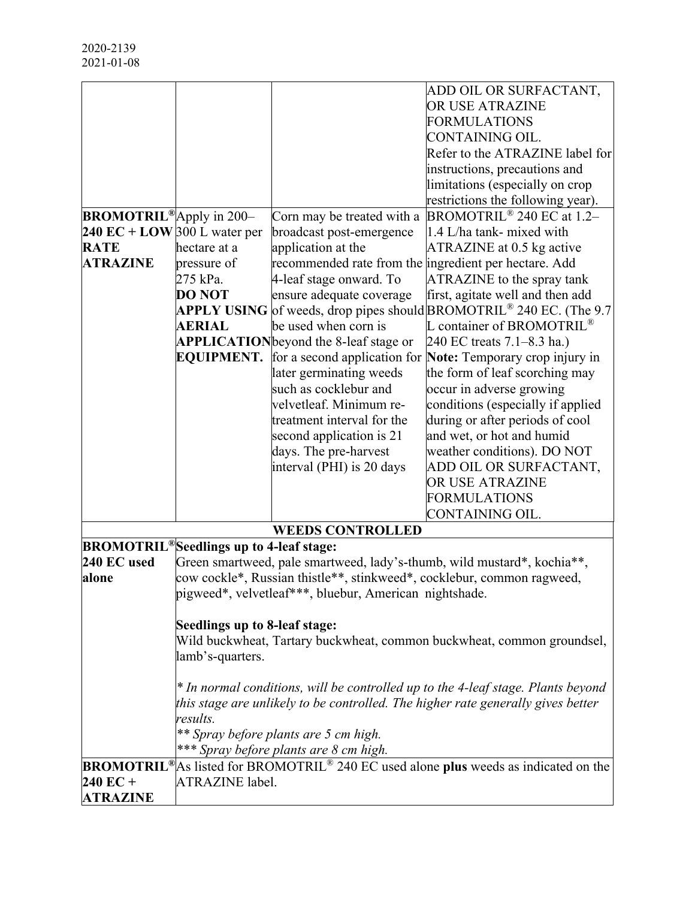2020-2139
2021-01-08

| | | | |
|---|---|---|---|
| | | | ADD OIL OR SURFACTANT, OR USE ATRAZINE FORMULATIONS CONTAINING OIL. Refer to the ATRAZINE label for instructions, precautions and limitations (especially on crop restrictions the following year). |
| **BROMOTRIL® 240 EC + LOW RATE ATRAZINE** | Apply in 200–300 L water per hectare at a pressure of 275 kPa. **DO NOT APPLY USING AERIAL APPLICATION EQUIPMENT.** | Corn may be treated with a broadcast post-emergence application at the recommended rate from the 4-leaf stage onward. To ensure adequate coverage of weeds, drop pipes should be used when corn is beyond the 8-leaf stage or for a second application for later germinating weeds such as cocklebur and velvetleaf. Minimum re-treatment interval for the second application is 21 days. The pre-harvest interval (PHI) is 20 days | BROMOTRIL® 240 EC at 1.2–1.4 L/ha tank- mixed with ATRAZINE at 0.5 kg active ingredient per hectare. Add ATRAZINE to the spray tank first, agitate well and then add BROMOTRIL® 240 EC. (The 9.7 L container of BROMOTRIL® 240 EC treats 7.1–8.3 ha.) **Note:** Temporary crop injury in the form of leaf scorching may occur in adverse growing conditions (especially if applied during or after periods of cool and wet, or hot and humid weather conditions). DO NOT ADD OIL OR SURFACTANT, OR USE ATRAZINE FORMULATIONS CONTAINING OIL. |

| **WEEDS CONTROLLED** | |
|---|---|
| **BROMOTRIL® 240 EC used alone** | **Seedlings up to 4-leaf stage:** Green smartweed, pale smartweed, lady's-thumb, wild mustard*, kochia**, cow cockle*, Russian thistle**, stinkweed*, cocklebur, common ragweed, pigweed*, velvetleaf***, bluebur, American nightshade.<br><br>**Seedlings up to 8-leaf stage:** Wild buckwheat, Tartary buckwheat, common buckwheat, common groundsel, lamb's-quarters.<br><br>*\* In normal conditions, will be controlled up to the 4-leaf stage. Plants beyond this stage are unlikely to be controlled. The higher rate generally gives better results.*<br>*\*\* Spray before plants are 5 cm high.*<br>*\*\*\* Spray before plants are 8 cm high.* |
| **BROMOTRIL® 240 EC + ATRAZINE** | As listed for BROMOTRIL® 240 EC used alone **plus** weeds as indicated on the ATRAZINE label. |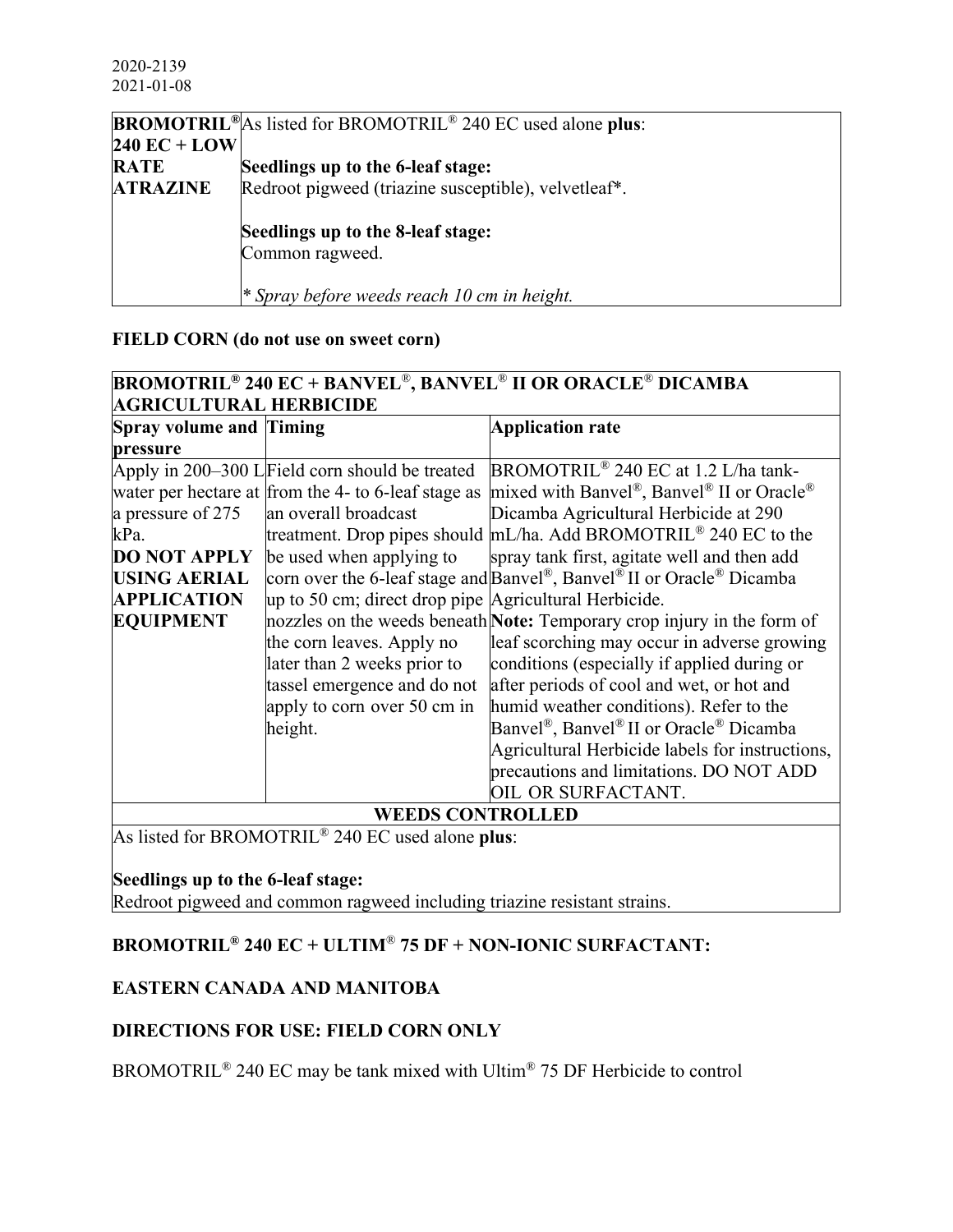| | |
|---|---|
| **BROMOTRIL® 240 EC + LOW RATE ATRAZINE** | As listed for BROMOTRIL® 240 EC used alone **plus**:<br><br>**Seedlings up to the 6-leaf stage:**<br>Redroot pigweed (triazine susceptible), velvetleaf*.<br><br>**Seedlings up to the 8-leaf stage:**<br>Common ragweed.<br><br>*\* Spray before weeds reach 10 cm in height.* |

**FIELD CORN (do not use on sweet corn)**

| **BROMOTRIL® 240 EC + BANVEL®, BANVEL® II OR ORACLE® DICAMBA AGRICULTURAL HERBICIDE** | | |
|---|---|---|
| **Spray volume and pressure** | **Timing** | **Application rate** |
| Apply in 200–300 L water per hectare at a pressure of 275 kPa.<br>**DO NOT APPLY USING AERIAL APPLICATION EQUIPMENT** | Field corn should be treated from the 4- to 6-leaf stage as an overall broadcast treatment. Drop pipes should be used when applying to corn over the 6-leaf stage and up to 50 cm; direct drop pipe nozzles on the weeds beneath the corn leaves. Apply no later than 2 weeks prior to tassel emergence and do not apply to corn over 50 cm in height. | BROMOTRIL® 240 EC at 1.2 L/ha tank-mixed with Banvel®, Banvel® II or Oracle® Dicamba Agricultural Herbicide at 290 mL/ha. Add BROMOTRIL® 240 EC to the spray tank first, agitate well and then add Banvel®, Banvel® II or Oracle® Dicamba Agricultural Herbicide.<br>**Note:** Temporary crop injury in the form of leaf scorching may occur in adverse growing conditions (especially if applied during or after periods of cool and wet, or hot and humid weather conditions). Refer to the Banvel®, Banvel® II or Oracle® Dicamba Agricultural Herbicide labels for instructions, precautions and limitations. DO NOT ADD OIL OR SURFACTANT. |
| **WEEDS CONTROLLED** | | |
| As listed for BROMOTRIL® 240 EC used alone **plus**:<br><br>**Seedlings up to the 6-leaf stage:**<br>Redroot pigweed and common ragweed including triazine resistant strains. | | |

**BROMOTRIL® 240 EC + ULTIM® 75 DF + NON-IONIC SURFACTANT:**

**EASTERN CANADA AND MANITOBA**

**DIRECTIONS FOR USE: FIELD CORN ONLY**

BROMOTRIL® 240 EC may be tank mixed with Ultim® 75 DF Herbicide to control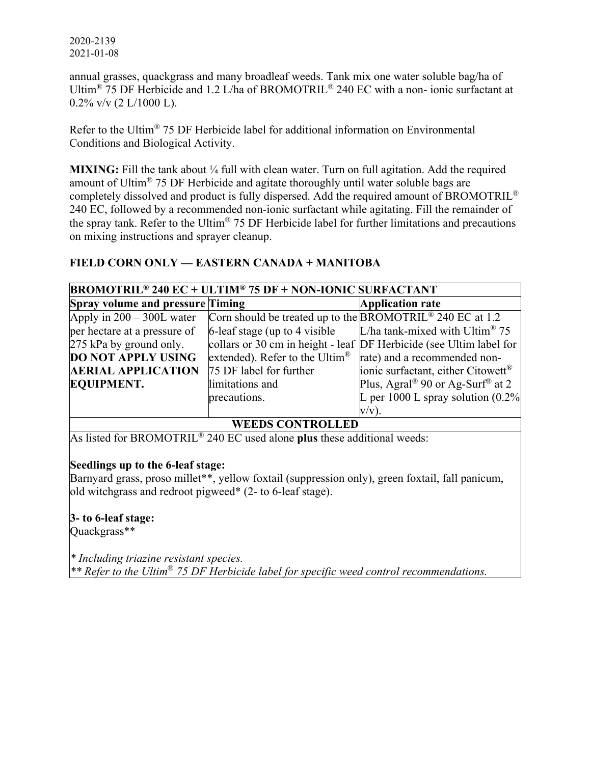annual grasses, quackgrass and many broadleaf weeds. Tank mix one water soluble bag/ha of Ultim® 75 DF Herbicide and 1.2 L/ha of BROMOTRIL® 240 EC with a non- ionic surfactant at 0.2% v/v (2 L/1000 L).

Refer to the Ultim® 75 DF Herbicide label for additional information on Environmental Conditions and Biological Activity.

**MIXING:** Fill the tank about ¼ full with clean water. Turn on full agitation. Add the required amount of Ultim® 75 DF Herbicide and agitate thoroughly until water soluble bags are completely dissolved and product is fully dispersed. Add the required amount of BROMOTRIL® 240 EC, followed by a recommended non-ionic surfactant while agitating. Fill the remainder of the spray tank. Refer to the Ultim® 75 DF Herbicide label for further limitations and precautions on mixing instructions and sprayer cleanup.

## FIELD CORN ONLY — EASTERN CANADA + MANITOBA

| **BROMOTRIL® 240 EC + ULTIM® 75 DF + NON-IONIC SURFACTANT** | | |
|---|---|---|
| **Spray volume and pressure** | **Timing** | **Application rate** |
| Apply in 200 – 300L water per hectare at a pressure of 275 kPa by ground only. **DO NOT APPLY USING AERIAL APPLICATION EQUIPMENT.** | Corn should be treated up to the 6-leaf stage (up to 4 visible collars or 30 cm in height - leaf extended). Refer to the Ultim® 75 DF label for further limitations and precautions. | BROMOTRIL® 240 EC at 1.2 L/ha tank-mixed with Ultim® 75 DF Herbicide (see Ultim label for rate) and a recommended non-ionic surfactant, either Citowett® Plus, Agral® 90 or Ag-Surf® at 2 L per 1000 L spray solution (0.2% v/v). |
| **WEEDS CONTROLLED** | | |
| As listed for BROMOTRIL® 240 EC used alone **plus** these additional weeds:<br><br>**Seedlings up to the 6-leaf stage:**<br>Barnyard grass, proso millet**, yellow foxtail (suppression only), green foxtail, fall panicum, old witchgrass and redroot pigweed* (2- to 6-leaf stage).<br><br>**3- to 6-leaf stage:**<br>Quackgrass**<br><br>*\* Including triazine resistant species.*<br>*\*\* Refer to the Ultim® 75 DF Herbicide label for specific weed control recommendations.* | | |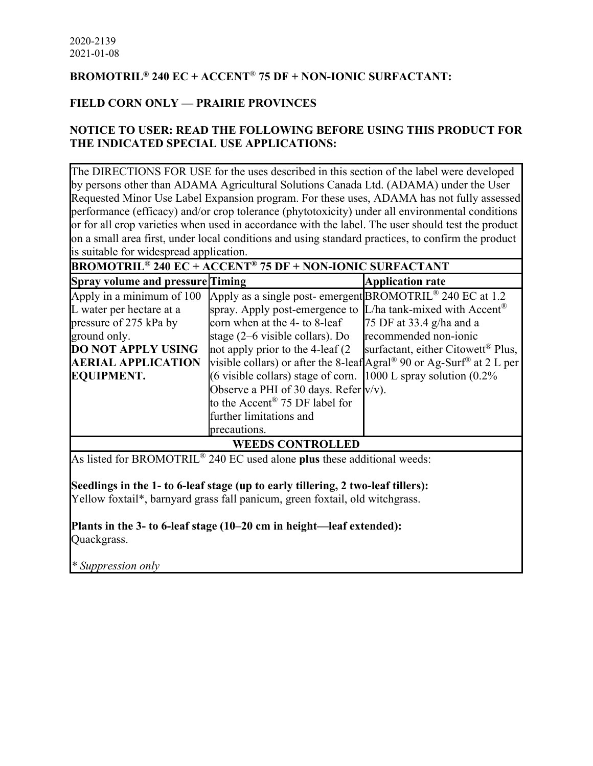2020-2139
2021-01-08

**BROMOTRIL® 240 EC + ACCENT® 75 DF + NON-IONIC SURFACTANT:**

**FIELD CORN ONLY — PRAIRIE PROVINCES**

**NOTICE TO USER: READ THE FOLLOWING BEFORE USING THIS PRODUCT FOR THE INDICATED SPECIAL USE APPLICATIONS:**

The DIRECTIONS FOR USE for the uses described in this section of the label were developed by persons other than ADAMA Agricultural Solutions Canada Ltd. (ADAMA) under the User Requested Minor Use Label Expansion program. For these uses, ADAMA has not fully assessed performance (efficacy) and/or crop tolerance (phytotoxicity) under all environmental conditions or for all crop varieties when used in accordance with the label. The user should test the product on a small area first, under local conditions and using standard practices, to confirm the product is suitable for widespread application.

| **BROMOTRIL® 240 EC + ACCENT® 75 DF + NON-IONIC SURFACTANT** | | |
|---|---|---|
| **Spray volume and pressure** | **Timing** | **Application rate** |
| Apply in a minimum of 100 L water per hectare at a pressure of 275 kPa by ground only. **DO NOT APPLY USING AERIAL APPLICATION EQUIPMENT.** | Apply as a single post- emergent spray. Apply post-emergence to corn when at the 4- to 8-leaf stage (2–6 visible collars). Do not apply prior to the 4-leaf (2 visible collars) or after the 8-leaf (6 visible collars) stage of corn. Observe a PHI of 30 days. Refer to the Accent® 75 DF label for further limitations and precautions. | BROMOTRIL® 240 EC at 1.2 L/ha tank-mixed with Accent® 75 DF at 33.4 g/ha and a recommended non-ionic surfactant, either Citowett® Plus, Agral® 90 or Ag-Surf® at 2 L per 1000 L spray solution (0.2% v/v). |

**WEEDS CONTROLLED**

As listed for BROMOTRIL® 240 EC used alone **plus** these additional weeds:

**Seedlings in the 1- to 6-leaf stage (up to early tillering, 2 two-leaf tillers):**
Yellow foxtail*, barnyard grass fall panicum, green foxtail, old witchgrass.

**Plants in the 3- to 6-leaf stage (10–20 cm in height—leaf extended):**
Quackgrass.

*\* Suppression only*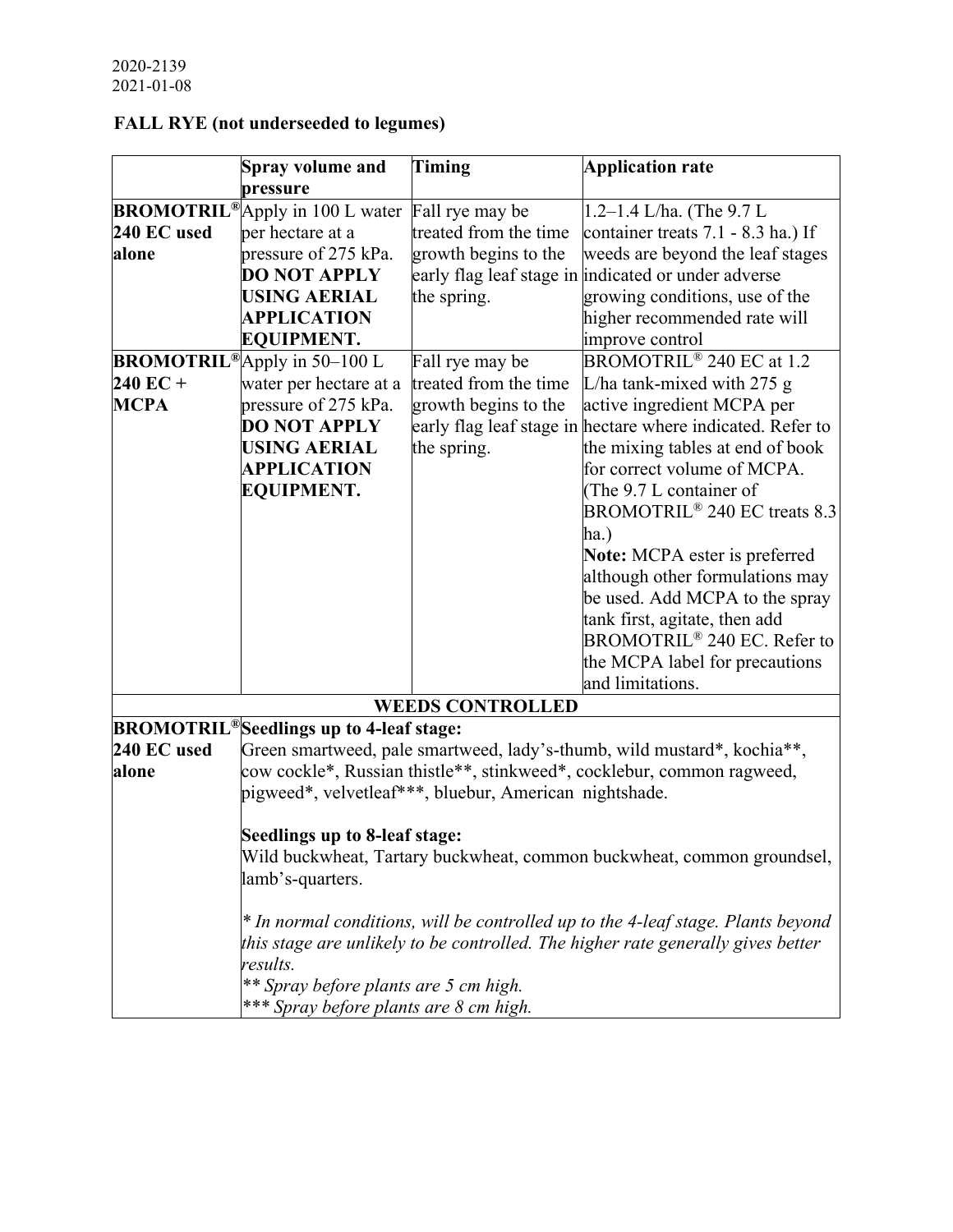2020-2139
2021-01-08

## FALL RYE (not underseeded to legumes)

| | Spray volume and pressure | Timing | Application rate |
|---|---|---|---|
| **BROMOTRIL® 240 EC used alone** | Apply in 100 L water per hectare at a pressure of 275 kPa. **DO NOT APPLY USING AERIAL APPLICATION EQUIPMENT.** | Fall rye may be treated from the time growth begins to the early flag leaf stage in the spring. | 1.2–1.4 L/ha. (The 9.7 L container treats 7.1 - 8.3 ha.) If weeds are beyond the leaf stages indicated or under adverse growing conditions, use of the higher recommended rate will improve control |
| **BROMOTRIL® 240 EC + MCPA** | Apply in 50–100 L water per hectare at a pressure of 275 kPa. **DO NOT APPLY USING AERIAL APPLICATION EQUIPMENT.** | Fall rye may be treated from the time growth begins to the early flag leaf stage in the spring. | BROMOTRIL® 240 EC at 1.2 L/ha tank-mixed with 275 g active ingredient MCPA per hectare where indicated. Refer to the mixing tables at end of book for correct volume of MCPA. (The 9.7 L container of BROMOTRIL® 240 EC treats 8.3 ha.) **Note:** MCPA ester is preferred although other formulations may be used. Add MCPA to the spray tank first, agitate, then add BROMOTRIL® 240 EC. Refer to the MCPA label for precautions and limitations. |
| **WEEDS CONTROLLED** | | | |
| **BROMOTRIL® 240 EC used alone** | **Seedlings up to 4-leaf stage:** Green smartweed, pale smartweed, lady's-thumb, wild mustard*, kochia**, cow cockle*, Russian thistle**, stinkweed*, cocklebur, common ragweed, pigweed*, velvetleaf***, bluebur, American nightshade. **Seedlings up to 8-leaf stage:** Wild buckwheat, Tartary buckwheat, common buckwheat, common groundsel, lamb's-quarters. *\* In normal conditions, will be controlled up to the 4-leaf stage. Plants beyond this stage are unlikely to be controlled. The higher rate generally gives better results.* *\*\* Spray before plants are 5 cm high.* *\*\*\* Spray before plants are 8 cm high.* | | |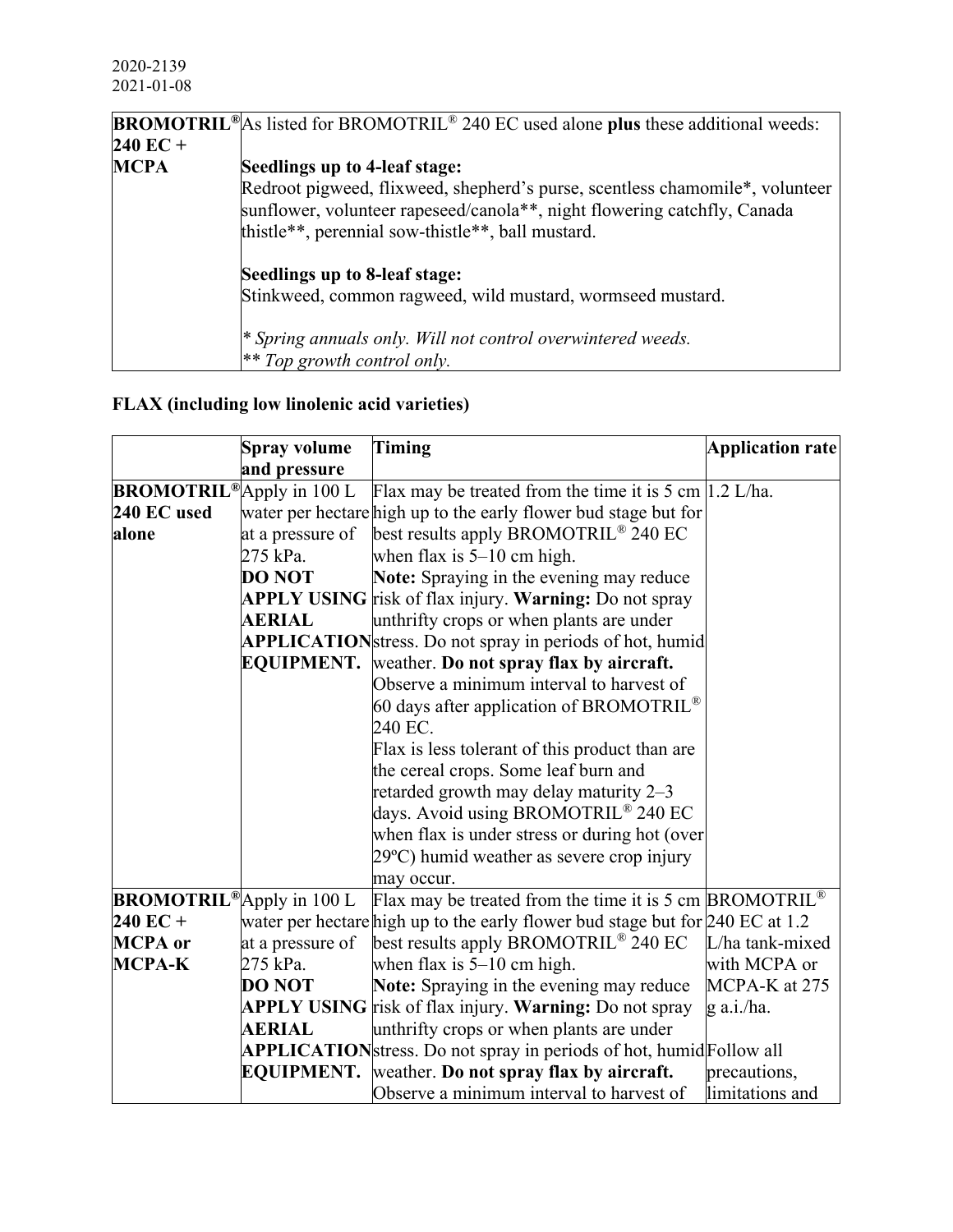2020-2139
2021-01-08

| | |
|---|---|
| **BROMOTRIL® 240 EC + MCPA** | As listed for BROMOTRIL® 240 EC used alone **plus** these additional weeds:<br><br>**Seedlings up to 4-leaf stage:**<br>Redroot pigweed, flixweed, shepherd's purse, scentless chamomile*, volunteer sunflower, volunteer rapeseed/canola**, night flowering catchfly, Canada thistle**, perennial sow-thistle**, ball mustard.<br><br>**Seedlings up to 8-leaf stage:**<br>Stinkweed, common ragweed, wild mustard, wormseed mustard.<br><br>*\* Spring annuals only. Will not control overwintered weeds.*<br>*\*\* Top growth control only.* |

**FLAX (including low linolenic acid varieties)**

| | Spray volume and pressure | Timing | Application rate |
|---|---|---|---|
| **BROMOTRIL® 240 EC used alone** | Apply in 100 L water per hectare at a pressure of 275 kPa. **DO NOT APPLY USING AERIAL APPLICATION EQUIPMENT.** | Flax may be treated from the time it is 5 cm high up to the early flower bud stage but for best results apply BROMOTRIL® 240 EC when flax is 5–10 cm high.<br>**Note:** Spraying in the evening may reduce risk of flax injury. **Warning:** Do not spray unthrifty crops or when plants are under stress. Do not spray in periods of hot, humid weather. **Do not spray flax by aircraft.** Observe a minimum interval to harvest of 60 days after application of BROMOTRIL® 240 EC.<br>Flax is less tolerant of this product than are the cereal crops. Some leaf burn and retarded growth may delay maturity 2–3 days. Avoid using BROMOTRIL® 240 EC when flax is under stress or during hot (over 29ºC) humid weather as severe crop injury may occur. | 1.2 L/ha. |
| **BROMOTRIL® 240 EC + MCPA or MCPA-K** | Apply in 100 L water per hectare at a pressure of 275 kPa. **DO NOT APPLY USING AERIAL APPLICATION EQUIPMENT.** | Flax may be treated from the time it is 5 cm high up to the early flower bud stage but for best results apply BROMOTRIL® 240 EC when flax is 5–10 cm high.<br>**Note:** Spraying in the evening may reduce risk of flax injury. **Warning:** Do not spray unthrifty crops or when plants are under stress. Do not spray in periods of hot, humid weather. **Do not spray flax by aircraft.** Observe a minimum interval to harvest of | BROMOTRIL® 240 EC at 1.2 L/ha tank-mixed with MCPA or MCPA-K at 275 g a.i./ha.<br><br>Follow all precautions, limitations and |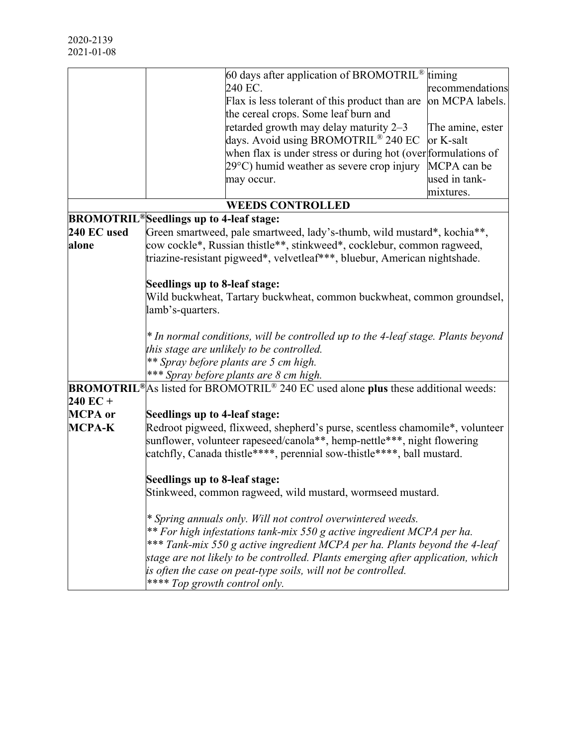| | | 60 days after application of BROMOTRIL® 240 EC. Flax is less tolerant of this product than are the cereal crops. Some leaf burn and retarded growth may delay maturity 2–3 days. Avoid using BROMOTRIL® 240 EC when flax is under stress or during hot (over 29°C) humid weather as severe crop injury may occur. | timing recommendations on MCPA labels. The amine, ester or K-salt formulations of MCPA can be used in tank-mixtures. |
|---|---|---|---|
| **WEEDS CONTROLLED** | | | |
| **BROMOTRIL® 240 EC used alone** | **Seedlings up to 4-leaf stage:** Green smartweed, pale smartweed, lady's-thumb, wild mustard*, kochia**, cow cockle*, Russian thistle**, stinkweed*, cocklebur, common ragweed, triazine-resistant pigweed*, velvetleaf***, bluebur, American nightshade.<br><br>**Seedlings up to 8-leaf stage:** Wild buckwheat, Tartary buckwheat, common buckwheat, common groundsel, lamb's-quarters.<br><br>*\* In normal conditions, will be controlled up to the 4-leaf stage. Plants beyond this stage are unlikely to be controlled.*<br>*\*\* Spray before plants are 5 cm high.*<br>*\*\*\* Spray before plants are 8 cm high.* | | |
| **BROMOTRIL® 240 EC + MCPA or MCPA-K** | As listed for BROMOTRIL® 240 EC used alone **plus** these additional weeds:<br><br>**Seedlings up to 4-leaf stage:** Redroot pigweed, flixweed, shepherd's purse, scentless chamomile*, volunteer sunflower, volunteer rapeseed/canola**, hemp-nettle***, night flowering catchfly, Canada thistle****, perennial sow-thistle****, ball mustard.<br><br>**Seedlings up to 8-leaf stage:** Stinkweed, common ragweed, wild mustard, wormseed mustard.<br><br>*\* Spring annuals only. Will not control overwintered weeds.*<br>*\*\* For high infestations tank-mix 550 g active ingredient MCPA per ha.*<br>*\*\*\* Tank-mix 550 g active ingredient MCPA per ha. Plants beyond the 4-leaf stage are not likely to be controlled. Plants emerging after application, which is often the case on peat-type soils, will not be controlled.*<br>*\*\*\*\* Top growth control only.* | | |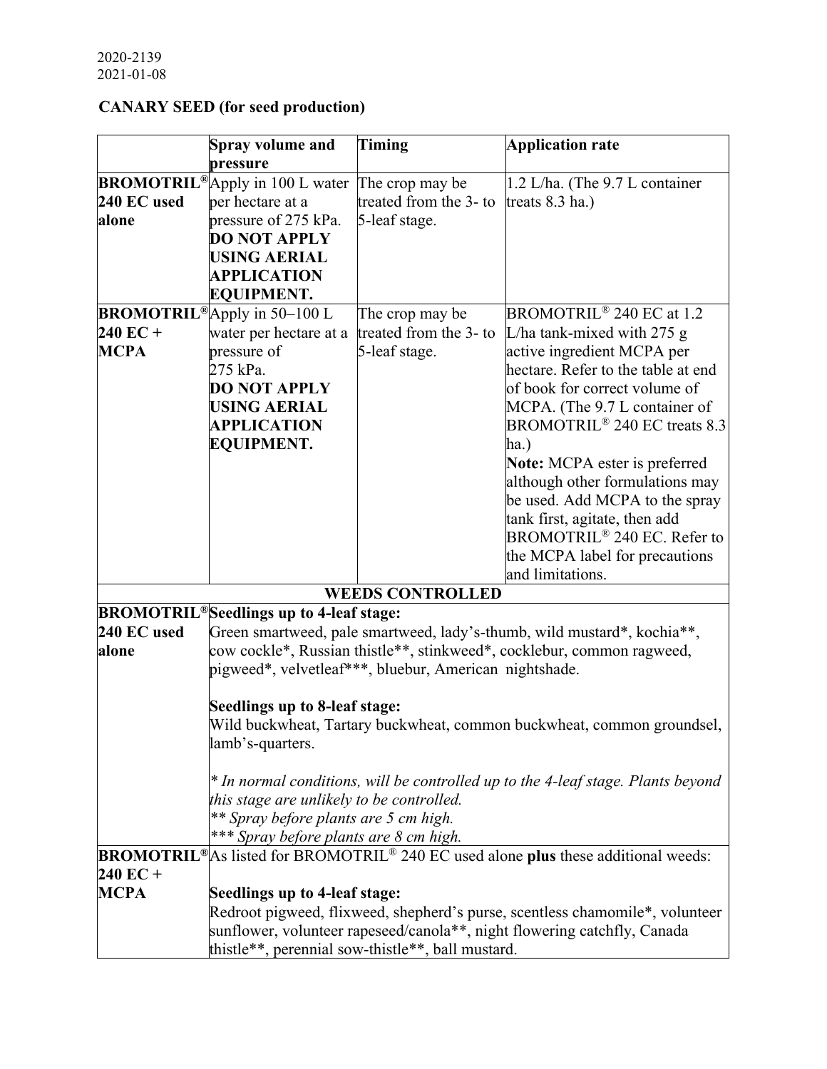2020-2139
2021-01-08

**CANARY SEED (for seed production)**

| | Spray volume and pressure | Timing | Application rate |
|---|---|---|---|
| **BROMOTRIL® 240 EC used alone** | Apply in 100 L water per hectare at a pressure of 275 kPa. **DO NOT APPLY USING AERIAL APPLICATION EQUIPMENT.** | The crop may be treated from the 3- to 5-leaf stage. | 1.2 L/ha. (The 9.7 L container treats 8.3 ha.) |
| **BROMOTRIL® 240 EC + MCPA** | Apply in 50–100 L water per hectare at a pressure of 275 kPa. **DO NOT APPLY USING AERIAL APPLICATION EQUIPMENT.** | The crop may be treated from the 3- to 5-leaf stage. | BROMOTRIL® 240 EC at 1.2 L/ha tank-mixed with 275 g active ingredient MCPA per hectare. Refer to the table at end of book for correct volume of MCPA. (The 9.7 L container of BROMOTRIL® 240 EC treats 8.3 ha.) **Note:** MCPA ester is preferred although other formulations may be used. Add MCPA to the spray tank first, agitate, then add BROMOTRIL® 240 EC. Refer to the MCPA label for precautions and limitations. |
| | **WEEDS CONTROLLED** | | |
| **BROMOTRIL® 240 EC used alone** | **Seedlings up to 4-leaf stage:** Green smartweed, pale smartweed, lady's-thumb, wild mustard*, kochia**, cow cockle*, Russian thistle**, stinkweed*, cocklebur, common ragweed, pigweed*, velvetleaf***, bluebur, American nightshade. **Seedlings up to 8-leaf stage:** Wild buckwheat, Tartary buckwheat, common buckwheat, common groundsel, lamb's-quarters. *\* In normal conditions, will be controlled up to the 4-leaf stage. Plants beyond this stage are unlikely to be controlled.* *\*\* Spray before plants are 5 cm high.* *\*\*\* Spray before plants are 8 cm high.* | | |
| **BROMOTRIL® 240 EC + MCPA** | As listed for BROMOTRIL® 240 EC used alone **plus** these additional weeds: **Seedlings up to 4-leaf stage:** Redroot pigweed, flixweed, shepherd's purse, scentless chamomile*, volunteer sunflower, volunteer rapeseed/canola**, night flowering catchfly, Canada thistle**, perennial sow-thistle**, ball mustard. | | |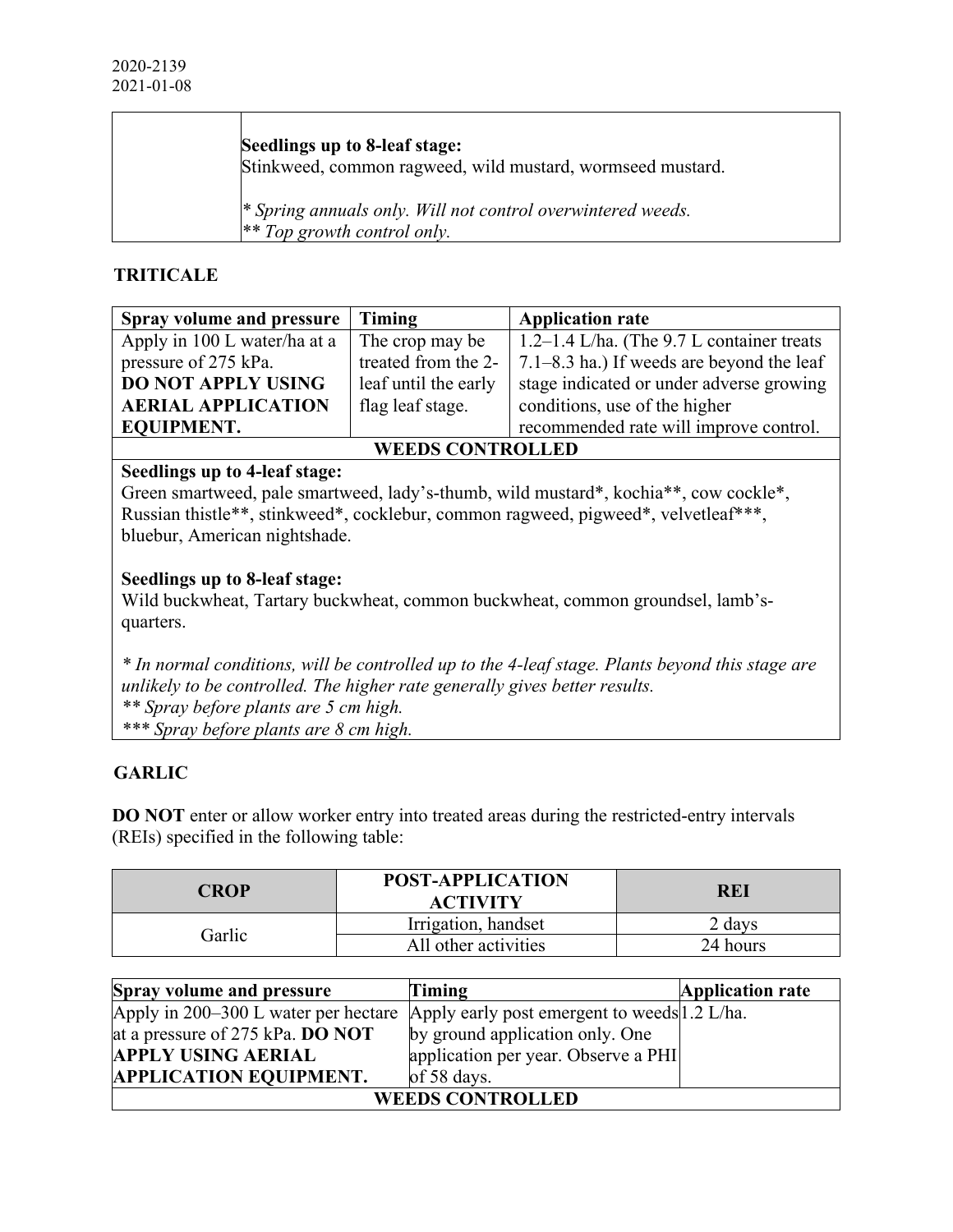2020-2139
2021-01-08

| | |
|---|---|
| | **Seedlings up to 8-leaf stage:**<br>Stinkweed, common ragweed, wild mustard, wormseed mustard.<br><br>*\* Spring annuals only. Will not control overwintered weeds.*<br>*\*\* Top growth control only.* |

**TRITICALE**

| Spray volume and pressure | Timing | Application rate |
|---|---|---|
| Apply in 100 L water/ha at a pressure of 275 kPa. **DO NOT APPLY USING AERIAL APPLICATION EQUIPMENT.** | The crop may be treated from the 2-leaf until the early flag leaf stage. | 1.2–1.4 L/ha. (The 9.7 L container treats 7.1–8.3 ha.) If weeds are beyond the leaf stage indicated or under adverse growing conditions, use of the higher recommended rate will improve control. |
| **WEEDS CONTROLLED** | | |
| **Seedlings up to 4-leaf stage:**<br>Green smartweed, pale smartweed, lady's-thumb, wild mustard*, kochia**, cow cockle*, Russian thistle**, stinkweed*, cocklebur, common ragweed, pigweed*, velvetleaf***, bluebur, American nightshade.<br><br>**Seedlings up to 8-leaf stage:**<br>Wild buckwheat, Tartary buckwheat, common buckwheat, common groundsel, lamb's-quarters.<br><br>*\* In normal conditions, will be controlled up to the 4-leaf stage. Plants beyond this stage are unlikely to be controlled. The higher rate generally gives better results.*<br>*\*\* Spray before plants are 5 cm high.*<br>*\*\*\* Spray before plants are 8 cm high.* | | |

**GARLIC**

**DO NOT** enter or allow worker entry into treated areas during the restricted-entry intervals (REIs) specified in the following table:

| CROP | POST-APPLICATION ACTIVITY | REI |
|---|---|---|
| Garlic | Irrigation, handset | 2 days |
| | All other activities | 24 hours |

| Spray volume and pressure | Timing | Application rate |
|---|---|---|
| Apply in 200–300 L water per hectare at a pressure of 275 kPa. **DO NOT APPLY USING AERIAL APPLICATION EQUIPMENT.** | Apply early post emergent to weeds by ground application only. One application per year. Observe a PHI of 58 days. | 1.2 L/ha. |
| **WEEDS CONTROLLED** | | |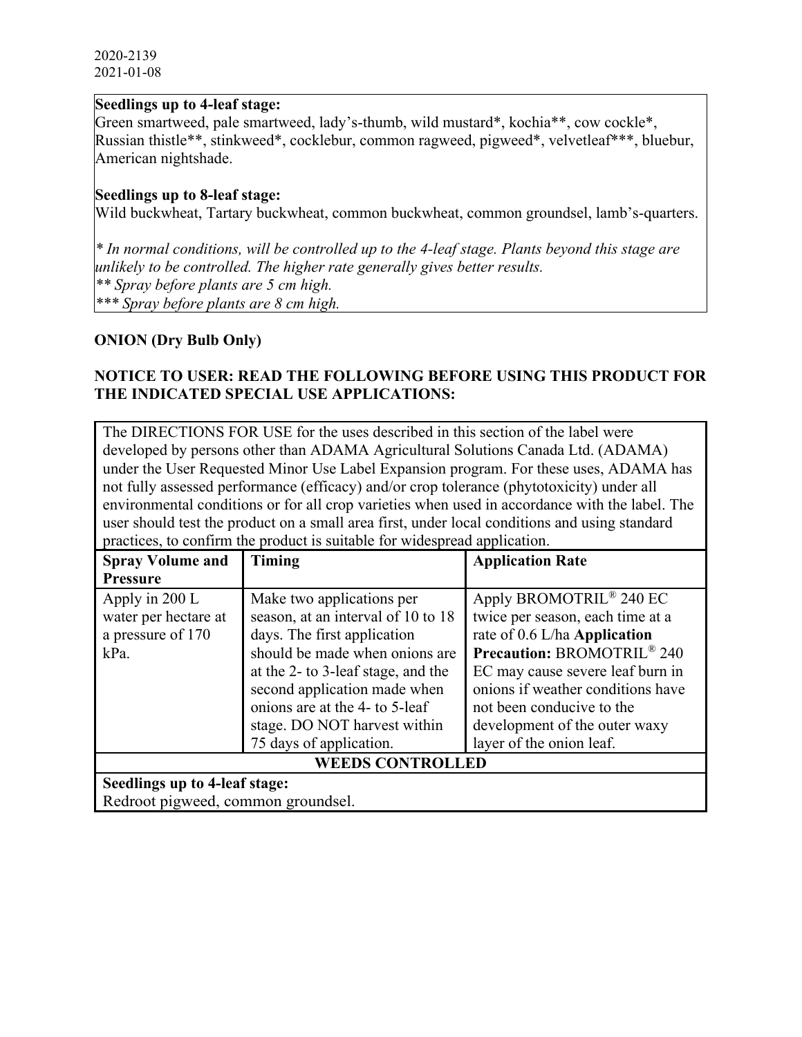2020-2139
2021-01-08

**Seedlings up to 4-leaf stage:**
Green smartweed, pale smartweed, lady's-thumb, wild mustard*, kochia**, cow cockle*, Russian thistle**, stinkweed*, cocklebur, common ragweed, pigweed*, velvetleaf***, bluebur, American nightshade.

**Seedlings up to 8-leaf stage:**
Wild buckwheat, Tartary buckwheat, common buckwheat, common groundsel, lamb's-quarters.

*\* In normal conditions, will be controlled up to the 4-leaf stage. Plants beyond this stage are unlikely to be controlled. The higher rate generally gives better results.*
*\*\* Spray before plants are 5 cm high.*
*\*\*\* Spray before plants are 8 cm high.*

**ONION (Dry Bulb Only)**

**NOTICE TO USER: READ THE FOLLOWING BEFORE USING THIS PRODUCT FOR THE INDICATED SPECIAL USE APPLICATIONS:**

The DIRECTIONS FOR USE for the uses described in this section of the label were developed by persons other than ADAMA Agricultural Solutions Canada Ltd. (ADAMA) under the User Requested Minor Use Label Expansion program. For these uses, ADAMA has not fully assessed performance (efficacy) and/or crop tolerance (phytotoxicity) under all environmental conditions or for all crop varieties when used in accordance with the label. The user should test the product on a small area first, under local conditions and using standard practices, to confirm the product is suitable for widespread application.

| Spray Volume and Pressure | Timing | Application Rate |
|---|---|---|
| Apply in 200 L water per hectare at a pressure of 170 kPa. | Make two applications per season, at an interval of 10 to 18 days. The first application should be made when onions are at the 2- to 3-leaf stage, and the second application made when onions are at the 4- to 5-leaf stage. DO NOT harvest within 75 days of application. | Apply BROMOTRIL® 240 EC twice per season, each time at a rate of 0.6 L/ha **Application Precaution:** BROMOTRIL® 240 EC may cause severe leaf burn in onions if weather conditions have not been conducive to the development of the outer waxy layer of the onion leaf. |
| **WEEDS CONTROLLED** | | |
| **Seedlings up to 4-leaf stage:** Redroot pigweed, common groundsel. | | |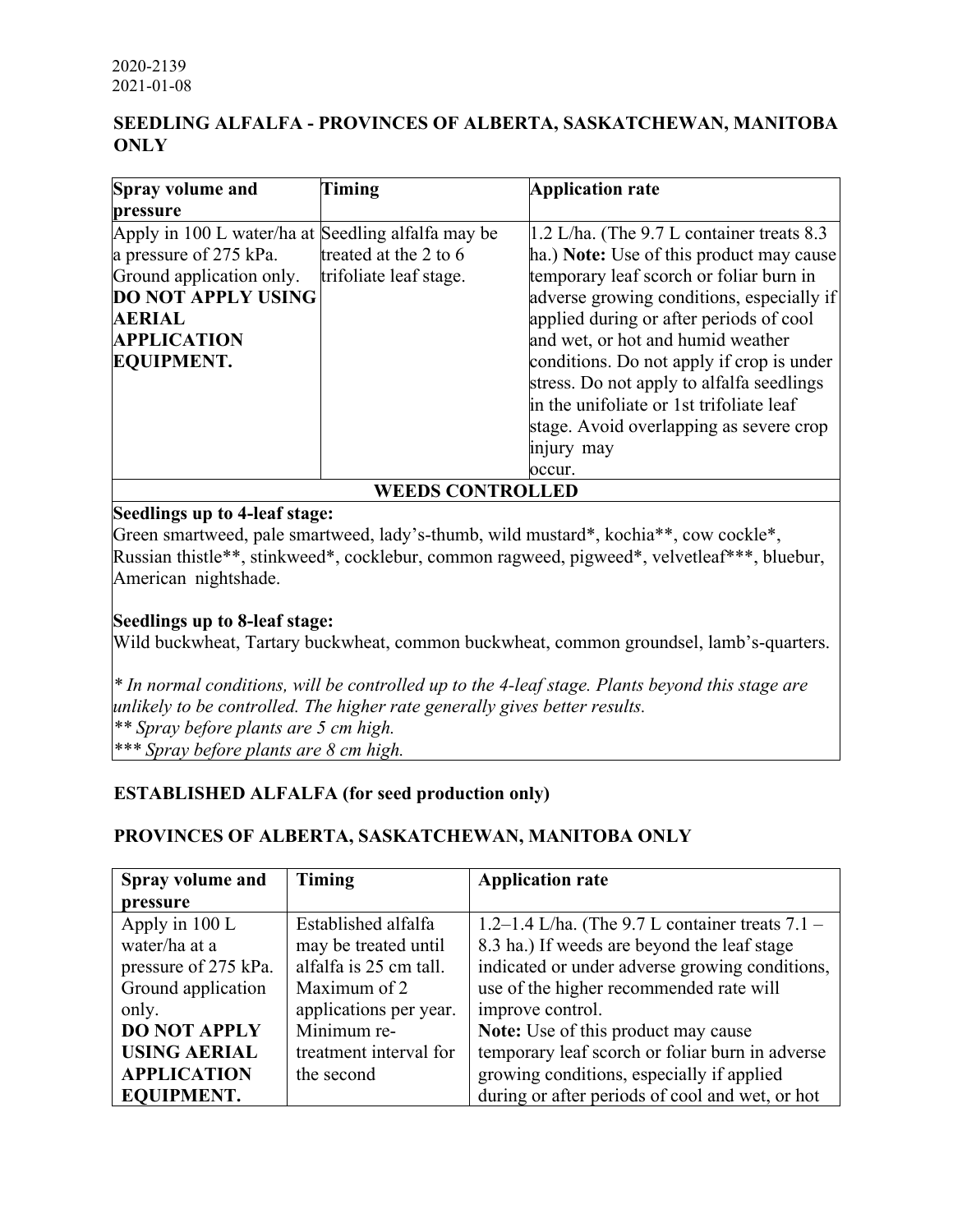2020-2139
2021-01-08

**SEEDLING ALFALFA - PROVINCES OF ALBERTA, SASKATCHEWAN, MANITOBA ONLY**

| Spray volume and pressure | Timing | Application rate |
|---|---|---|
| Apply in 100 L water/ha at a pressure of 275 kPa. Ground application only. **DO NOT APPLY USING AERIAL APPLICATION EQUIPMENT.** | Seedling alfalfa may be treated at the 2 to 6 trifoliate leaf stage. | 1.2 L/ha. (The 9.7 L container treats 8.3 ha.) **Note:** Use of this product may cause temporary leaf scorch or foliar burn in adverse growing conditions, especially if applied during or after periods of cool and wet, or hot and humid weather conditions. Do not apply if crop is under stress. Do not apply to alfalfa seedlings in the unifoliate or 1st trifoliate leaf stage. Avoid overlapping as severe crop injury may occur. |
| **WEEDS CONTROLLED** | | |
| **Seedlings up to 4-leaf stage:** Green smartweed, pale smartweed, lady's-thumb, wild mustard*, kochia**, cow cockle*, Russian thistle**, stinkweed*, cocklebur, common ragweed, pigweed*, velvetleaf***, bluebur, American nightshade. **Seedlings up to 8-leaf stage:** Wild buckwheat, Tartary buckwheat, common buckwheat, common groundsel, lamb's-quarters. *\* In normal conditions, will be controlled up to the 4-leaf stage. Plants beyond this stage are unlikely to be controlled. The higher rate generally gives better results.* *\*\* Spray before plants are 5 cm high.* *\*\*\* Spray before plants are 8 cm high.* | | |

**ESTABLISHED ALFALFA (for seed production only)**

**PROVINCES OF ALBERTA, SASKATCHEWAN, MANITOBA ONLY**

| Spray volume and pressure | Timing | Application rate |
|---|---|---|
| Apply in 100 L water/ha at a pressure of 275 kPa. Ground application only. **DO NOT APPLY USING AERIAL APPLICATION EQUIPMENT.** | Established alfalfa may be treated until alfalfa is 25 cm tall. Maximum of 2 applications per year. Minimum re-treatment interval for the second | 1.2–1.4 L/ha. (The 9.7 L container treats 7.1 – 8.3 ha.) If weeds are beyond the leaf stage indicated or under adverse growing conditions, use of the higher recommended rate will improve control. **Note:** Use of this product may cause temporary leaf scorch or foliar burn in adverse growing conditions, especially if applied during or after periods of cool and wet, or hot |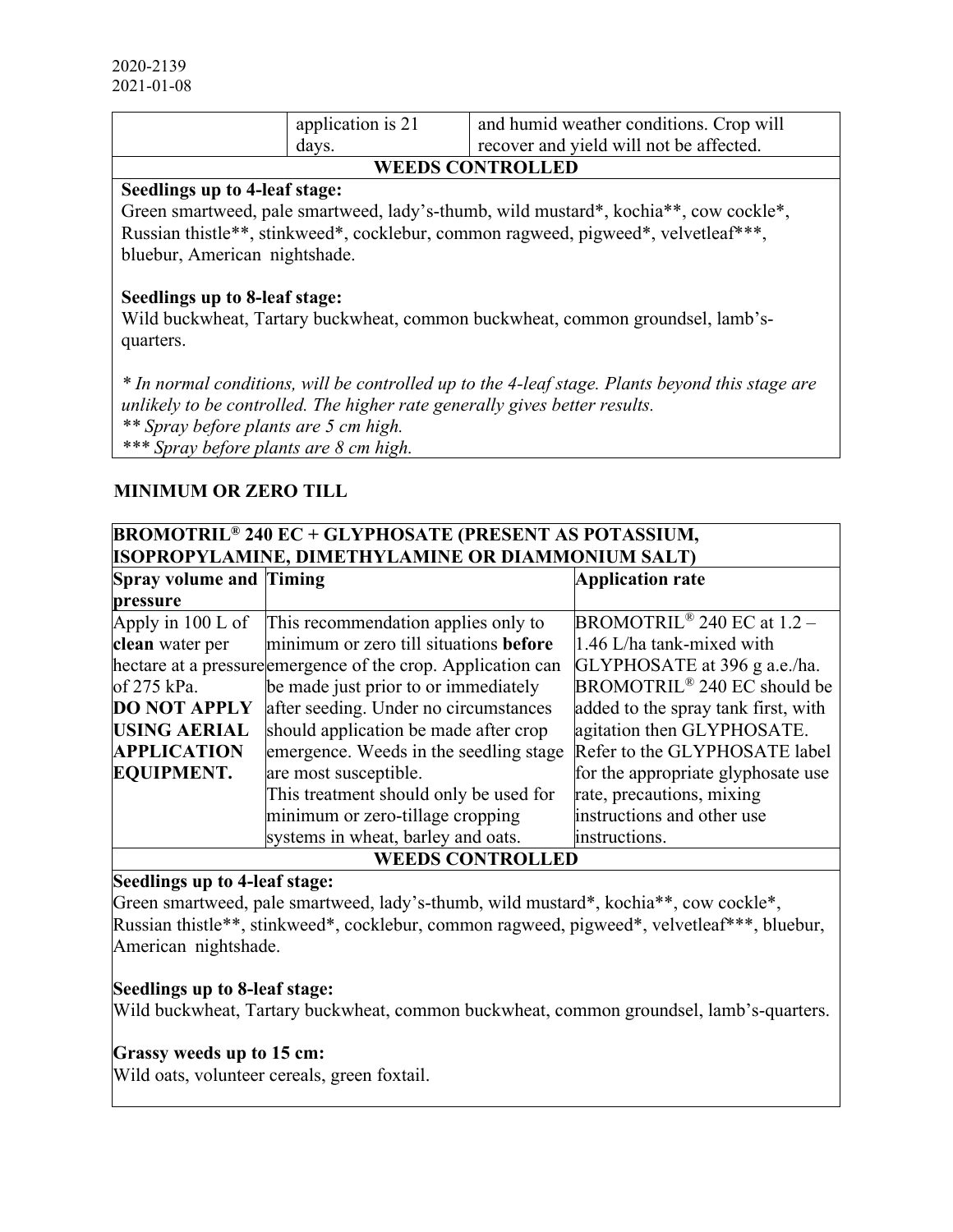| | application is 21 days. | and humid weather conditions. Crop will recover and yield will not be affected. |
|---|---|---|
| **WEEDS CONTROLLED** | | |
| **Seedlings up to 4-leaf stage:**<br>Green smartweed, pale smartweed, lady's-thumb, wild mustard*, kochia**, cow cockle*, Russian thistle**, stinkweed*, cocklebur, common ragweed, pigweed*, velvetleaf***, bluebur, American nightshade.<br><br>**Seedlings up to 8-leaf stage:**<br>Wild buckwheat, Tartary buckwheat, common buckwheat, common groundsel, lamb's-quarters.<br><br>*\* In normal conditions, will be controlled up to the 4-leaf stage. Plants beyond this stage are unlikely to be controlled. The higher rate generally gives better results.*<br>*\*\* Spray before plants are 5 cm high.*<br>*\*\*\* Spray before plants are 8 cm high.* | | |

### MINIMUM OR ZERO TILL

| **BROMOTRIL® 240 EC + GLYPHOSATE (PRESENT AS POTASSIUM, ISOPROPYLAMINE, DIMETHYLAMINE OR DIAMMONIUM SALT)** | | |
|---|---|---|
| **Spray volume and pressure** | **Timing** | **Application rate** |
| Apply in 100 L of **clean** water per hectare at a pressure of 275 kPa.<br>**DO NOT APPLY USING AERIAL APPLICATION EQUIPMENT.** | This recommendation applies only to minimum or zero till situations **before** emergence of the crop. Application can be made just prior to or immediately after seeding. Under no circumstances should application be made after crop emergence. Weeds in the seedling stage are most susceptible.<br>This treatment should only be used for minimum or zero-tillage cropping systems in wheat, barley and oats. | BROMOTRIL® 240 EC at 1.2 – 1.46 L/ha tank-mixed with GLYPHOSATE at 396 g a.e./ha. BROMOTRIL® 240 EC should be added to the spray tank first, with agitation then GLYPHOSATE. Refer to the GLYPHOSATE label for the appropriate glyphosate use rate, precautions, mixing instructions and other use instructions. |
| **WEEDS CONTROLLED** | | |
| **Seedlings up to 4-leaf stage:**<br>Green smartweed, pale smartweed, lady's-thumb, wild mustard*, kochia**, cow cockle*, Russian thistle**, stinkweed*, cocklebur, common ragweed, pigweed*, velvetleaf***, bluebur, American nightshade.<br><br>**Seedlings up to 8-leaf stage:**<br>Wild buckwheat, Tartary buckwheat, common buckwheat, common groundsel, lamb's-quarters.<br><br>**Grassy weeds up to 15 cm:**<br>Wild oats, volunteer cereals, green foxtail. | | |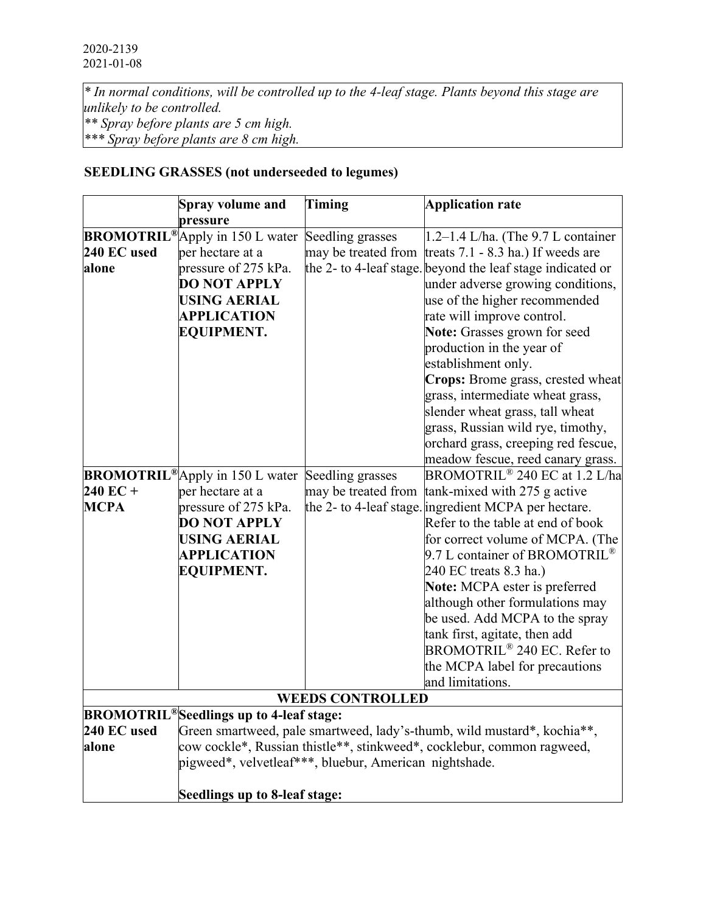2020-2139
2021-01-08

*\* In normal conditions, will be controlled up to the 4-leaf stage. Plants beyond this stage are unlikely to be controlled.*
*\*\* Spray before plants are 5 cm high.*
*\*\*\* Spray before plants are 8 cm high.*

### SEEDLING GRASSES (not underseeded to legumes)

| | Spray volume and pressure | Timing | Application rate |
|---|---|---|---|
| **BROMOTRIL® 240 EC used alone** | Apply in 150 L water per hectare at a pressure of 275 kPa. **DO NOT APPLY USING AERIAL APPLICATION EQUIPMENT.** | Seedling grasses may be treated from the 2- to 4-leaf stage. | 1.2–1.4 L/ha. (The 9.7 L container treats 7.1 - 8.3 ha.) If weeds are beyond the leaf stage indicated or under adverse growing conditions, use of the higher recommended rate will improve control. **Note:** Grasses grown for seed production in the year of establishment only. **Crops:** Brome grass, crested wheat grass, intermediate wheat grass, slender wheat grass, tall wheat grass, Russian wild rye, timothy, orchard grass, creeping red fescue, meadow fescue, reed canary grass. |
| **BROMOTRIL® 240 EC + MCPA** | Apply in 150 L water per hectare at a pressure of 275 kPa. **DO NOT APPLY USING AERIAL APPLICATION EQUIPMENT.** | Seedling grasses may be treated from the 2- to 4-leaf stage. | BROMOTRIL® 240 EC at 1.2 L/ha tank-mixed with 275 g active ingredient MCPA per hectare. Refer to the table at end of book for correct volume of MCPA. (The 9.7 L container of BROMOTRIL® 240 EC treats 8.3 ha.) **Note:** MCPA ester is preferred although other formulations may be used. Add MCPA to the spray tank first, agitate, then add BROMOTRIL® 240 EC. Refer to the MCPA label for precautions and limitations. |
| | | **WEEDS CONTROLLED** | |
| **BROMOTRIL® 240 EC used alone** | **Seedlings up to 4-leaf stage:** Green smartweed, pale smartweed, lady's-thumb, wild mustard*, kochia**, cow cockle*, Russian thistle**, stinkweed*, cocklebur, common ragweed, pigweed*, velvetleaf***, bluebur, American nightshade. **Seedlings up to 8-leaf stage:** | | |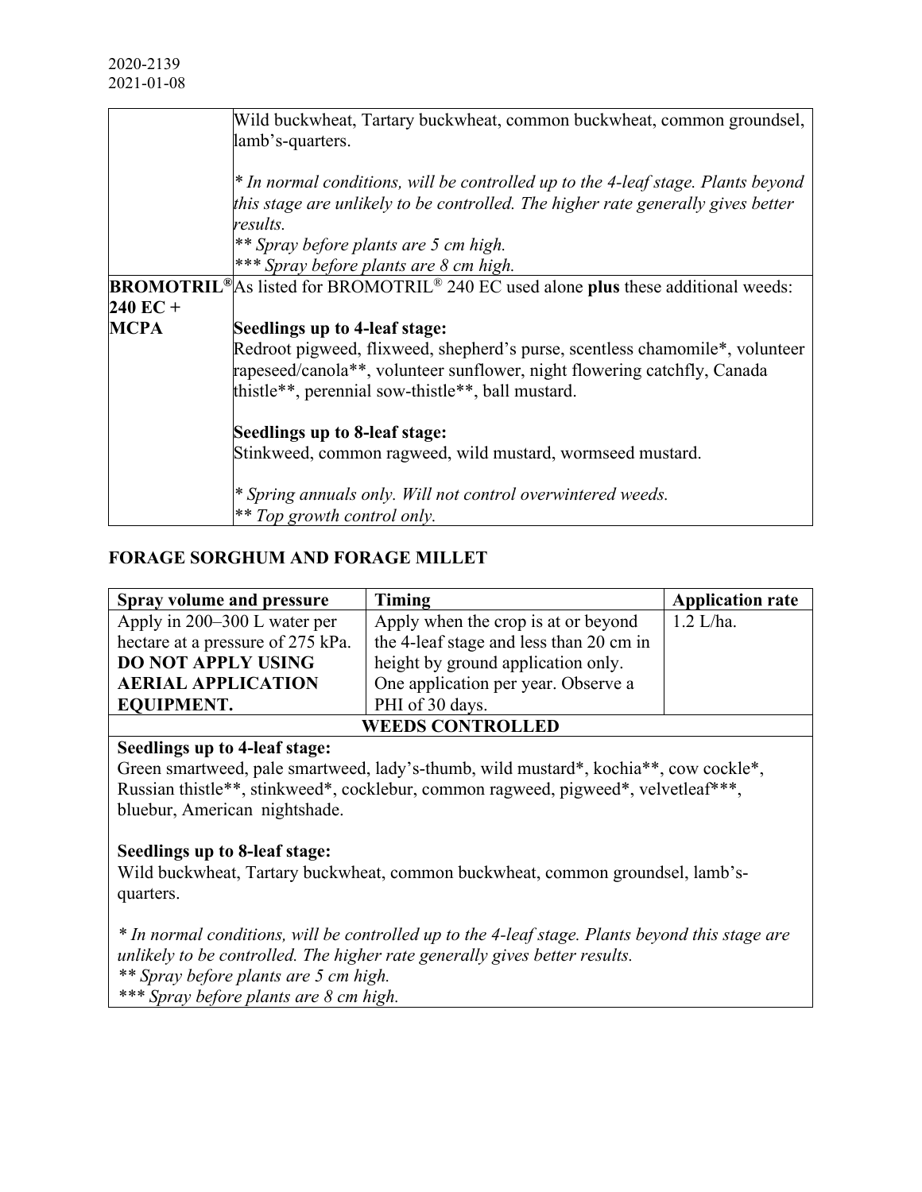2020-2139
2021-01-08

| | |
|---|---|
| | Wild buckwheat, Tartary buckwheat, common buckwheat, common groundsel, lamb's-quarters.<br><br>*\* In normal conditions, will be controlled up to the 4-leaf stage. Plants beyond this stage are unlikely to be controlled. The higher rate generally gives better results.*<br>*\*\* Spray before plants are 5 cm high.*<br>*\*\*\* Spray before plants are 8 cm high.* |
| **BROMOTRIL® 240 EC + MCPA** | As listed for BROMOTRIL® 240 EC used alone **plus** these additional weeds:<br><br>**Seedlings up to 4-leaf stage:**<br>Redroot pigweed, flixweed, shepherd's purse, scentless chamomile*, volunteer rapeseed/canola**, volunteer sunflower, night flowering catchfly, Canada thistle**, perennial sow-thistle**, ball mustard.<br><br>**Seedlings up to 8-leaf stage:**<br>Stinkweed, common ragweed, wild mustard, wormseed mustard.<br><br>*\* Spring annuals only. Will not control overwintered weeds.*<br>*\*\* Top growth control only.* |

## FORAGE SORGHUM AND FORAGE MILLET

| Spray volume and pressure | Timing | Application rate |
|---|---|---|
| Apply in 200–300 L water per hectare at a pressure of 275 kPa. **DO NOT APPLY USING AERIAL APPLICATION EQUIPMENT.** | Apply when the crop is at or beyond the 4-leaf stage and less than 20 cm in height by ground application only. One application per year. Observe a PHI of 30 days. | 1.2 L/ha. |
| **WEEDS CONTROLLED** | | |
| **Seedlings up to 4-leaf stage:**<br>Green smartweed, pale smartweed, lady's-thumb, wild mustard*, kochia**, cow cockle*, Russian thistle**, stinkweed*, cocklebur, common ragweed, pigweed*, velvetleaf***, bluebur, American nightshade.<br><br>**Seedlings up to 8-leaf stage:**<br>Wild buckwheat, Tartary buckwheat, common buckwheat, common groundsel, lamb's-quarters.<br><br>*\* In normal conditions, will be controlled up to the 4-leaf stage. Plants beyond this stage are unlikely to be controlled. The higher rate generally gives better results.*<br>*\*\* Spray before plants are 5 cm high.*<br>*\*\*\* Spray before plants are 8 cm high.* | | |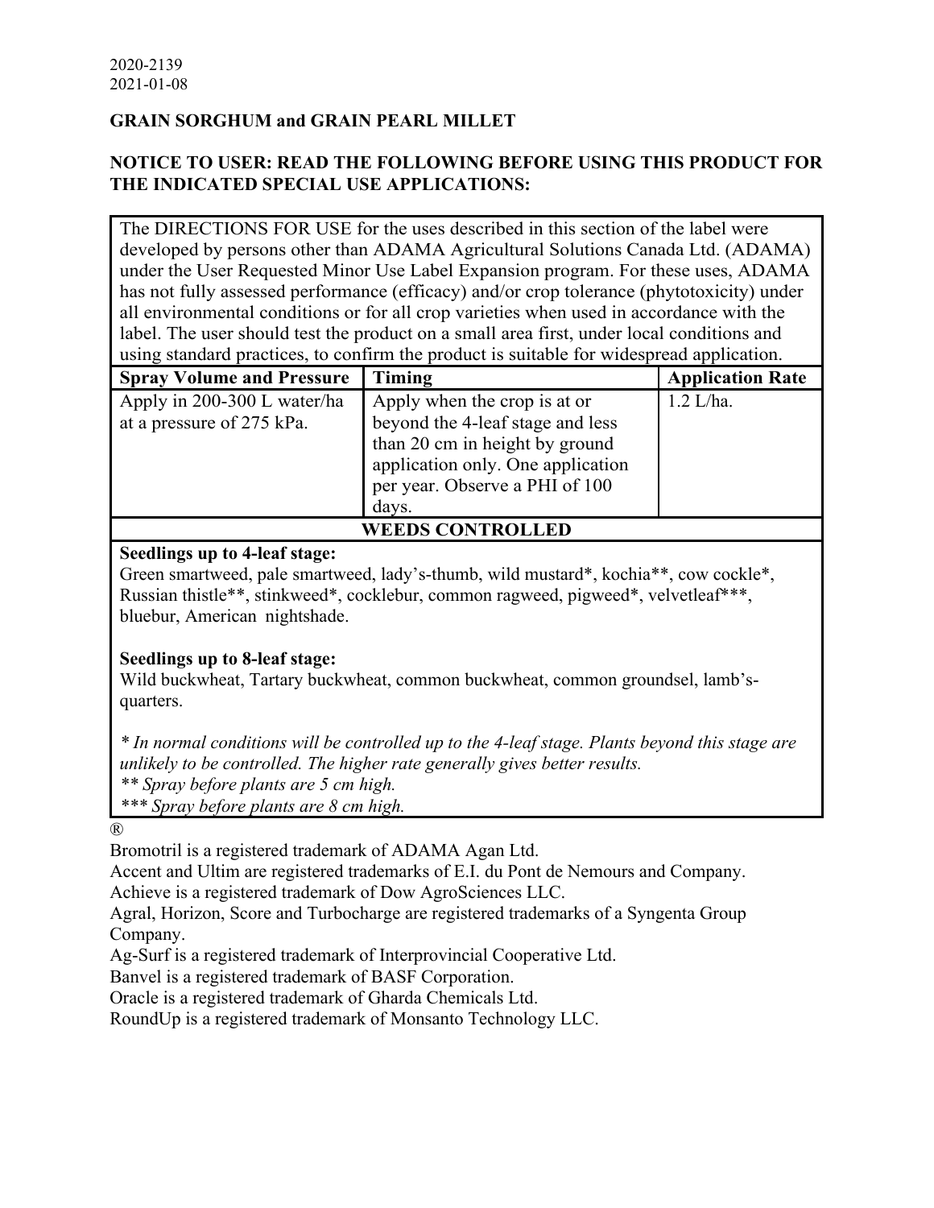2020-2139
2021-01-08

**GRAIN SORGHUM and GRAIN PEARL MILLET**

**NOTICE TO USER: READ THE FOLLOWING BEFORE USING THIS PRODUCT FOR THE INDICATED SPECIAL USE APPLICATIONS:**

The DIRECTIONS FOR USE for the uses described in this section of the label were developed by persons other than ADAMA Agricultural Solutions Canada Ltd. (ADAMA) under the User Requested Minor Use Label Expansion program. For these uses, ADAMA has not fully assessed performance (efficacy) and/or crop tolerance (phytotoxicity) under all environmental conditions or for all crop varieties when used in accordance with the label. The user should test the product on a small area first, under local conditions and using standard practices, to confirm the product is suitable for widespread application.

| Spray Volume and Pressure | Timing | Application Rate |
|---|---|---|
| Apply in 200-300 L water/ha at a pressure of 275 kPa. | Apply when the crop is at or beyond the 4-leaf stage and less than 20 cm in height by ground application only. One application per year. Observe a PHI of 100 days. | 1.2 L/ha. |

**WEEDS CONTROLLED**

**Seedlings up to 4-leaf stage:**
Green smartweed, pale smartweed, lady's-thumb, wild mustard*, kochia**, cow cockle*, Russian thistle**, stinkweed*, cocklebur, common ragweed, pigweed*, velvetleaf***, bluebur, American nightshade.

**Seedlings up to 8-leaf stage:**
Wild buckwheat, Tartary buckwheat, common buckwheat, common groundsel, lamb's-quarters.

*\* In normal conditions will be controlled up to the 4-leaf stage. Plants beyond this stage are unlikely to be controlled. The higher rate generally gives better results.*
*\*\* Spray before plants are 5 cm high.*
*\*\*\* Spray before plants are 8 cm high.*

®
Bromotril is a registered trademark of ADAMA Agan Ltd.
Accent and Ultim are registered trademarks of E.I. du Pont de Nemours and Company.
Achieve is a registered trademark of Dow AgroSciences LLC.
Agral, Horizon, Score and Turbocharge are registered trademarks of a Syngenta Group Company.
Ag-Surf is a registered trademark of Interprovincial Cooperative Ltd.
Banvel is a registered trademark of BASF Corporation.
Oracle is a registered trademark of Gharda Chemicals Ltd.
RoundUp is a registered trademark of Monsanto Technology LLC.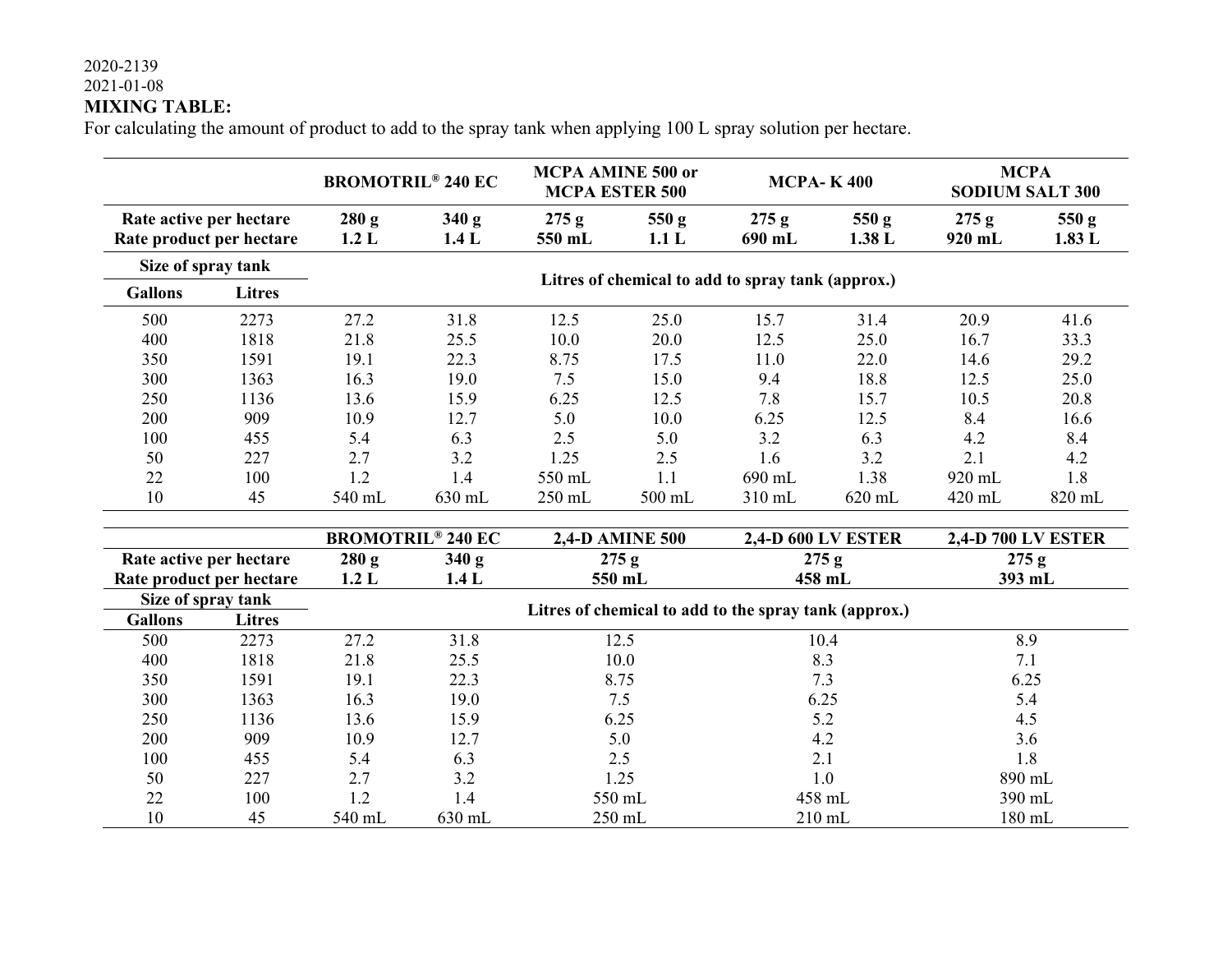2020-2139
2021-01-08

**MIXING TABLE:**

For calculating the amount of product to add to the spray tank when applying 100 L spray solution per hectare.

| | | BROMOTRIL® 240 EC | | MCPA AMINE 500 or MCPA ESTER 500 | | MCPA- K 400 | | MCPA SODIUM SALT 300 | |
|---|---|---|---|---|---|---|---|---|---|
| Rate active per hectare | | 280 g | 340 g | 275 g | 550 g | 275 g | 550 g | 275 g | 550 g |
| Rate product per hectare | | 1.2 L | 1.4 L | 550 mL | 1.1 L | 690 mL | 1.38 L | 920 mL | 1.83 L |
| Size of spray tank | | Litres of chemical to add to spray tank (approx.) | | | | | | | |
| Gallons | Litres | | | | | | | | |
| 500 | 2273 | 27.2 | 31.8 | 12.5 | 25.0 | 15.7 | 31.4 | 20.9 | 41.6 |
| 400 | 1818 | 21.8 | 25.5 | 10.0 | 20.0 | 12.5 | 25.0 | 16.7 | 33.3 |
| 350 | 1591 | 19.1 | 22.3 | 8.75 | 17.5 | 11.0 | 22.0 | 14.6 | 29.2 |
| 300 | 1363 | 16.3 | 19.0 | 7.5 | 15.0 | 9.4 | 18.8 | 12.5 | 25.0 |
| 250 | 1136 | 13.6 | 15.9 | 6.25 | 12.5 | 7.8 | 15.7 | 10.5 | 20.8 |
| 200 | 909 | 10.9 | 12.7 | 5.0 | 10.0 | 6.25 | 12.5 | 8.4 | 16.6 |
| 100 | 455 | 5.4 | 6.3 | 2.5 | 5.0 | 3.2 | 6.3 | 4.2 | 8.4 |
| 50 | 227 | 2.7 | 3.2 | 1.25 | 2.5 | 1.6 | 3.2 | 2.1 | 4.2 |
| 22 | 100 | 1.2 | 1.4 | 550 mL | 1.1 | 690 mL | 1.38 | 920 mL | 1.8 |
| 10 | 45 | 540 mL | 630 mL | 250 mL | 500 mL | 310 mL | 620 mL | 420 mL | 820 mL |

| | | BROMOTRIL® 240 EC | | 2,4-D AMINE 500 | 2,4-D 600 LV ESTER | 2,4-D 700 LV ESTER |
|---|---|---|---|---|---|---|
| Rate active per hectare | | 280 g | 340 g | 275 g | 275 g | 275 g |
| Rate product per hectare | | 1.2 L | 1.4 L | 550 mL | 458 mL | 393 mL |
| Size of spray tank | | Litres of chemical to add to the spray tank (approx.) | | | | |
| Gallons | Litres | | | | | |
| 500 | 2273 | 27.2 | 31.8 | 12.5 | 10.4 | 8.9 |
| 400 | 1818 | 21.8 | 25.5 | 10.0 | 8.3 | 7.1 |
| 350 | 1591 | 19.1 | 22.3 | 8.75 | 7.3 | 6.25 |
| 300 | 1363 | 16.3 | 19.0 | 7.5 | 6.25 | 5.4 |
| 250 | 1136 | 13.6 | 15.9 | 6.25 | 5.2 | 4.5 |
| 200 | 909 | 10.9 | 12.7 | 5.0 | 4.2 | 3.6 |
| 100 | 455 | 5.4 | 6.3 | 2.5 | 2.1 | 1.8 |
| 50 | 227 | 2.7 | 3.2 | 1.25 | 1.0 | 890 mL |
| 22 | 100 | 1.2 | 1.4 | 550 mL | 458 mL | 390 mL |
| 10 | 45 | 540 mL | 630 mL | 250 mL | 210 mL | 180 mL |